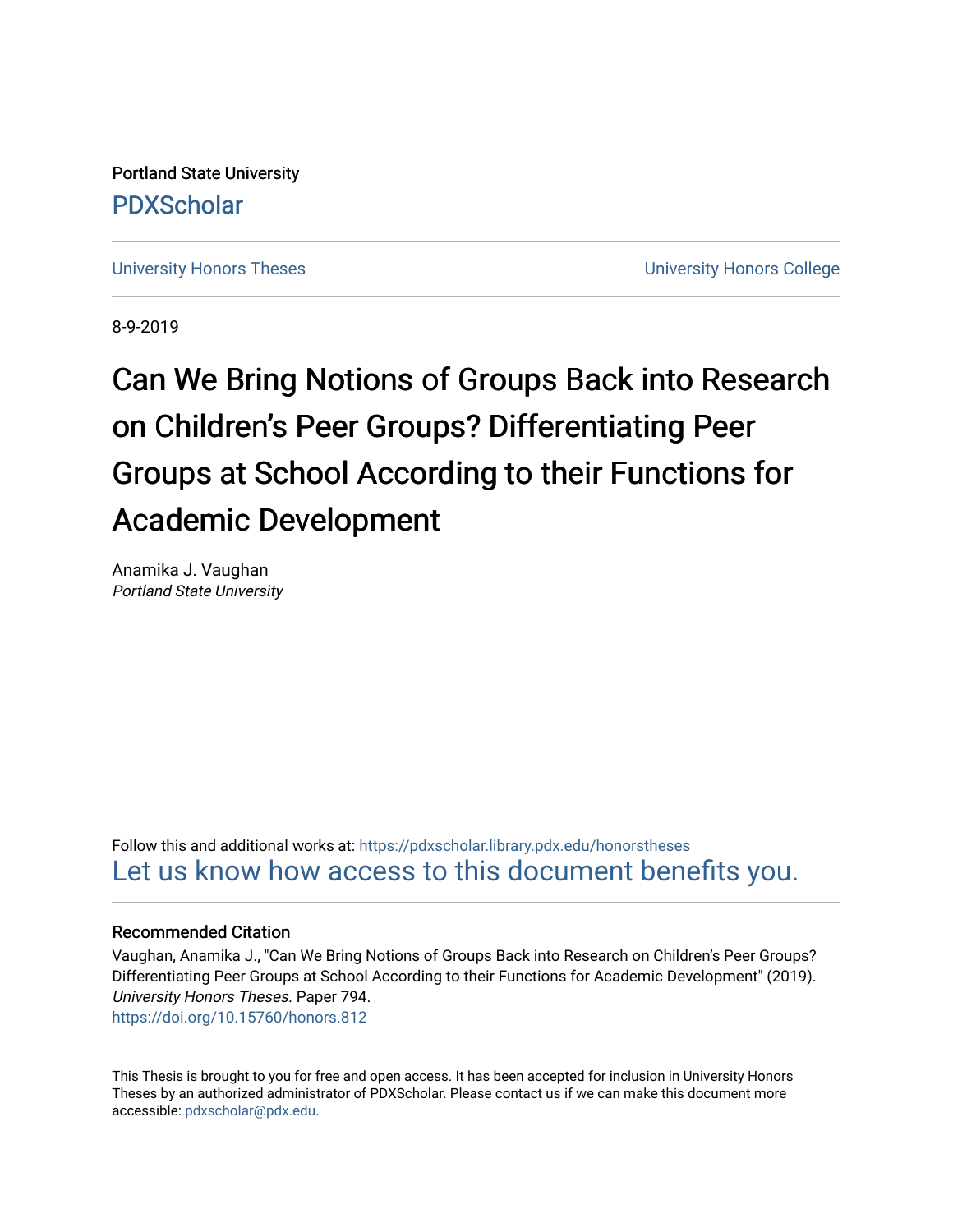Portland State University

PDXScholar

University Honors Theses

University Honors College

8-9-2019

# Can We Bring Notions of Groups Back into Research on Children's Peer Groups? Differentiating Peer Groups at School According to their Functions for Academic Development

Anamika J. Vaughan

*Portland State University*

Follow this and additional works at: https://pdxscholar.library.pdx.edu/honorstheses

Let us know how access to this document benefits you.

### Recommended Citation

Vaughan, Anamika J., "Can We Bring Notions of Groups Back into Research on Children's Peer Groups? Differentiating Peer Groups at School According to their Functions for Academic Development" (2019). *University Honors Theses.* Paper 794.

https://doi.org/10.15760/honors.812

This Thesis is brought to you for free and open access. It has been accepted for inclusion in University Honors Theses by an authorized administrator of PDXScholar. Please contact us if we can make this document more accessible: pdxscholar@pdx.edu.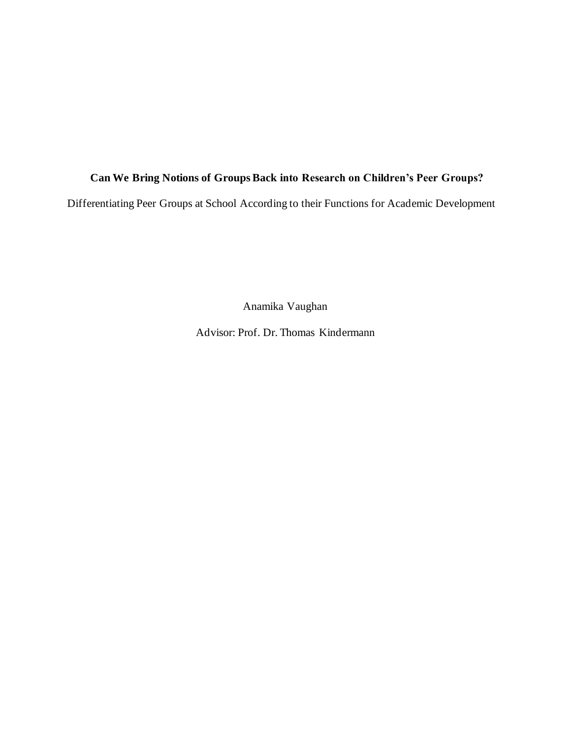**Can We Bring Notions of Groups Back into Research on Children's Peer Groups?**

Differentiating Peer Groups at School According to their Functions for Academic Development

Anamika Vaughan

Advisor: Prof. Dr. Thomas Kindermann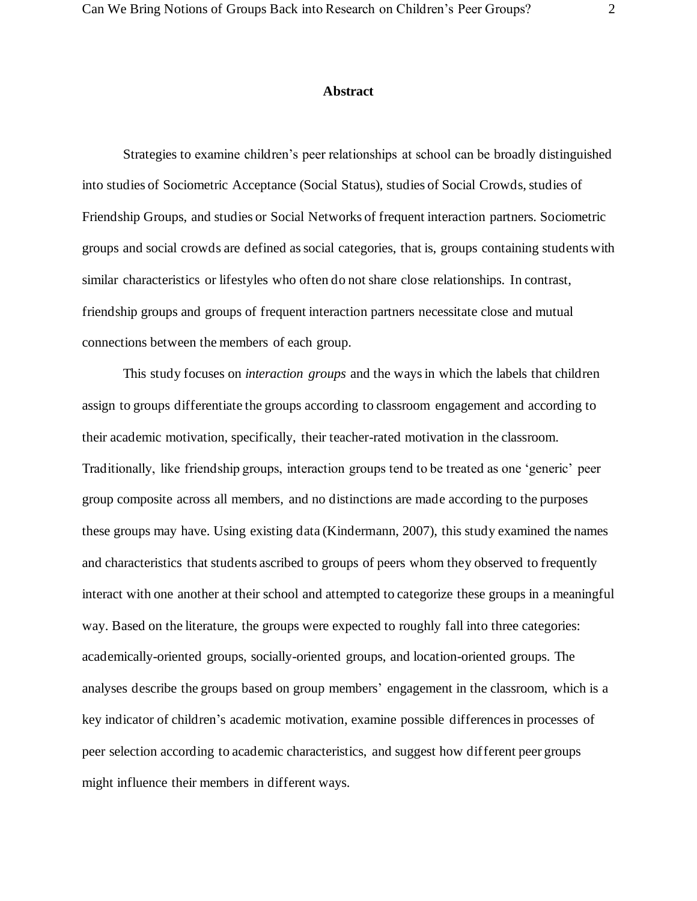## Abstract

Strategies to examine children's peer relationships at school can be broadly distinguished into studies of Sociometric Acceptance (Social Status), studies of Social Crowds, studies of Friendship Groups, and studies or Social Networks of frequent interaction partners. Sociometric groups and social crowds are defined as social categories, that is, groups containing students with similar characteristics or lifestyles who often do not share close relationships. In contrast, friendship groups and groups of frequent interaction partners necessitate close and mutual connections between the members of each group.

This study focuses on *interaction groups* and the ways in which the labels that children assign to groups differentiate the groups according to classroom engagement and according to their academic motivation, specifically, their teacher-rated motivation in the classroom. Traditionally, like friendship groups, interaction groups tend to be treated as one 'generic' peer group composite across all members, and no distinctions are made according to the purposes these groups may have. Using existing data (Kindermann, 2007), this study examined the names and characteristics that students ascribed to groups of peers whom they observed to frequently interact with one another at their school and attempted to categorize these groups in a meaningful way. Based on the literature, the groups were expected to roughly fall into three categories: academically-oriented groups, socially-oriented groups, and location-oriented groups. The analyses describe the groups based on group members' engagement in the classroom, which is a key indicator of children's academic motivation, examine possible differences in processes of peer selection according to academic characteristics, and suggest how different peer groups might influence their members in different ways.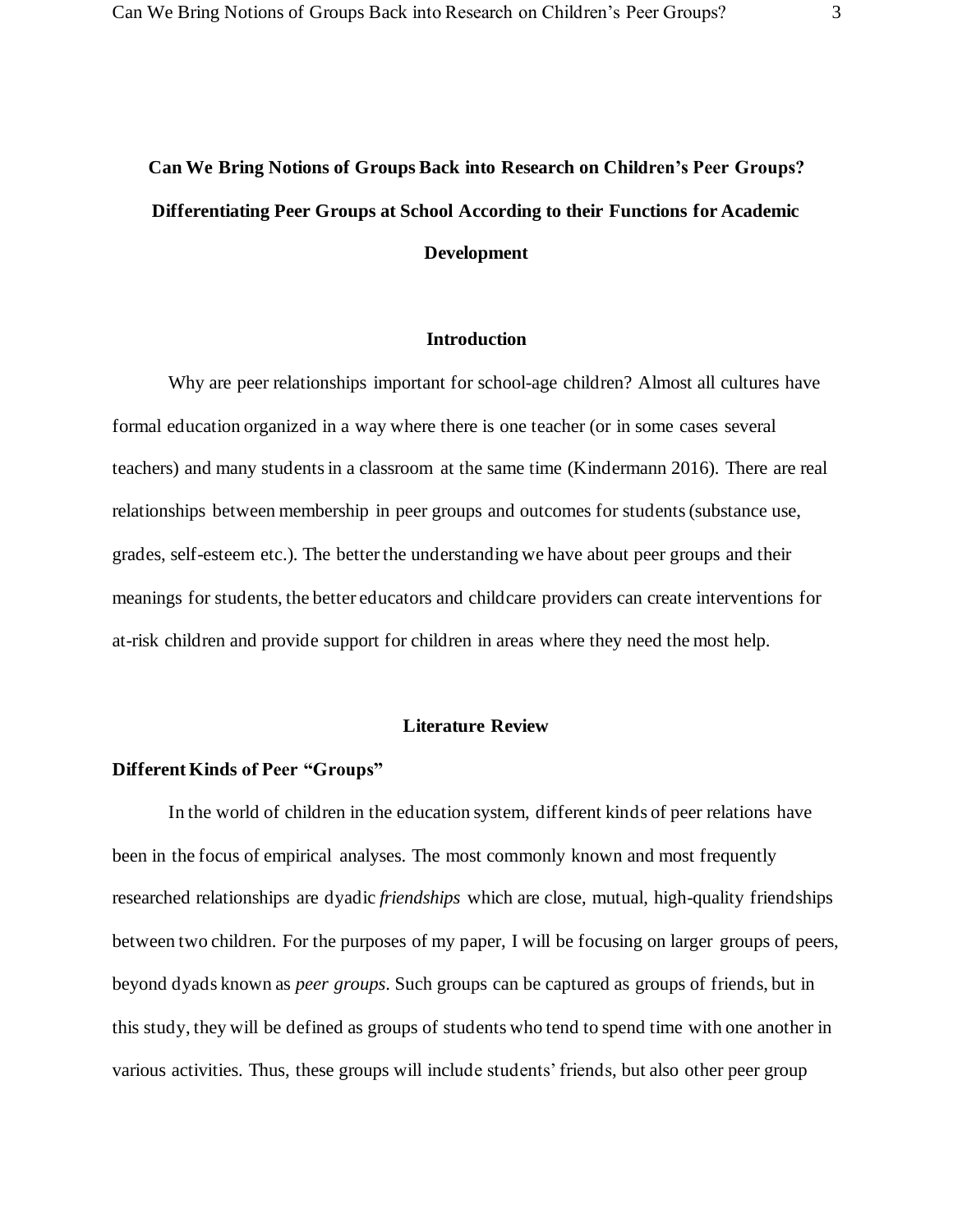# Can We Bring Notions of Groups Back into Research on Children's Peer Groups? Differentiating Peer Groups at School According to their Functions for Academic Development

## Introduction

Why are peer relationships important for school-age children? Almost all cultures have formal education organized in a way where there is one teacher (or in some cases several teachers) and many students in a classroom at the same time (Kindermann 2016). There are real relationships between membership in peer groups and outcomes for students (substance use, grades, self-esteem etc.). The better the understanding we have about peer groups and their meanings for students, the better educators and childcare providers can create interventions for at-risk children and provide support for children in areas where they need the most help.

## Literature Review

### Different Kinds of Peer "Groups"

In the world of children in the education system, different kinds of peer relations have been in the focus of empirical analyses. The most commonly known and most frequently researched relationships are dyadic *friendships* which are close, mutual, high-quality friendships between two children. For the purposes of my paper, I will be focusing on larger groups of peers, beyond dyads known as *peer groups*. Such groups can be captured as groups of friends, but in this study, they will be defined as groups of students who tend to spend time with one another in various activities. Thus, these groups will include students' friends, but also other peer group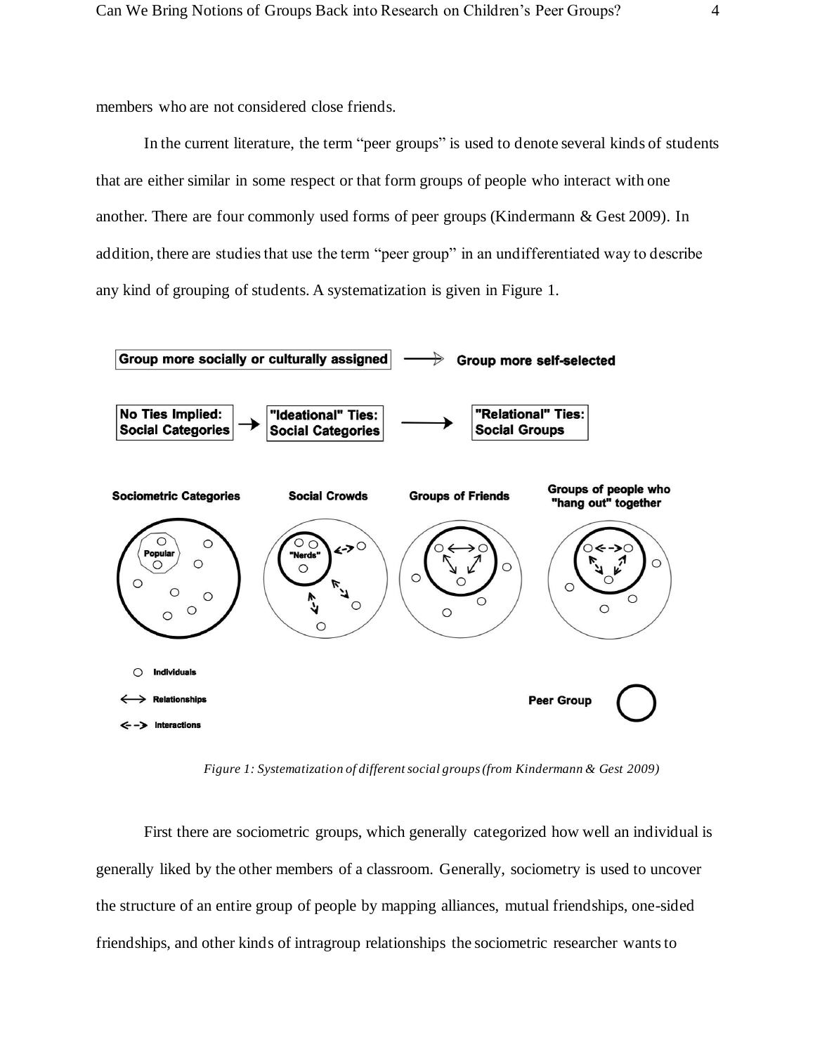members who are not considered close friends.

In the current literature, the term "peer groups" is used to denote several kinds of students that are either similar in some respect or that form groups of people who interact with one another. There are four commonly used forms of peer groups (Kindermann & Gest 2009). In addition, there are studies that use the term "peer group" in an undifferentiated way to describe any kind of grouping of students. A systematization is given in Figure 1.

*Figure 1: Systematization of different social groups (from Kindermann & Gest 2009)*

First there are sociometric groups, which generally categorized how well an individual is generally liked by the other members of a classroom. Generally, sociometry is used to uncover the structure of an entire group of people by mapping alliances, mutual friendships, one-sided friendships, and other kinds of intragroup relationships the sociometric researcher wants to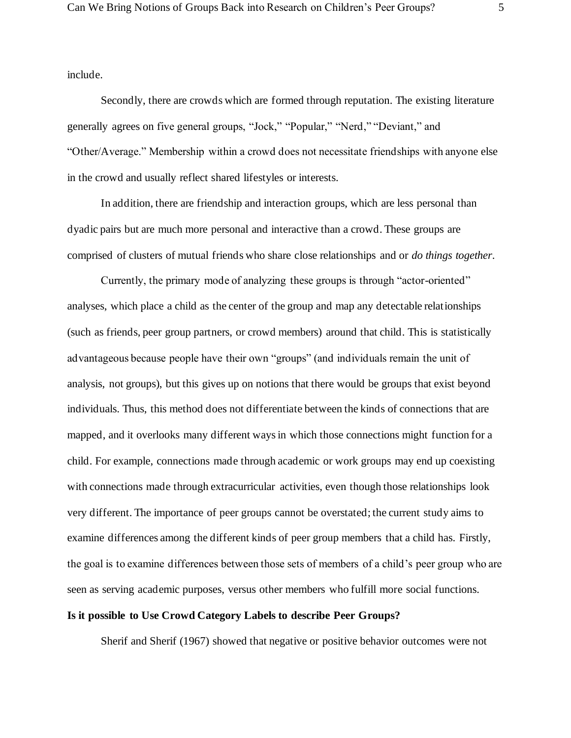include.

Secondly, there are crowds which are formed through reputation. The existing literature generally agrees on five general groups, “Jock,” “Popular,” “Nerd,” “Deviant,” and “Other/Average.” Membership within a crowd does not necessitate friendships with anyone else in the crowd and usually reflect shared lifestyles or interests.

In addition, there are friendship and interaction groups, which are less personal than dyadic pairs but are much more personal and interactive than a crowd. These groups are comprised of clusters of mutual friends who share close relationships and or *do things together*.

Currently, the primary mode of analyzing these groups is through “actor-oriented” analyses, which place a child as the center of the group and map any detectable relationships (such as friends, peer group partners, or crowd members) around that child. This is statistically advantageous because people have their own “groups” (and individuals remain the unit of analysis, not groups), but this gives up on notions that there would be groups that exist beyond individuals. Thus, this method does not differentiate between the kinds of connections that are mapped, and it overlooks many different ways in which those connections might function for a child. For example, connections made through academic or work groups may end up coexisting with connections made through extracurricular activities, even though those relationships look very different. The importance of peer groups cannot be overstated; the current study aims to examine differences among the different kinds of peer group members that a child has. Firstly, the goal is to examine differences between those sets of members of a child’s peer group who are seen as serving academic purposes, versus other members who fulfill more social functions.

**Is it possible to Use Crowd Category Labels to describe Peer Groups?**

Sherif and Sherif (1967) showed that negative or positive behavior outcomes were not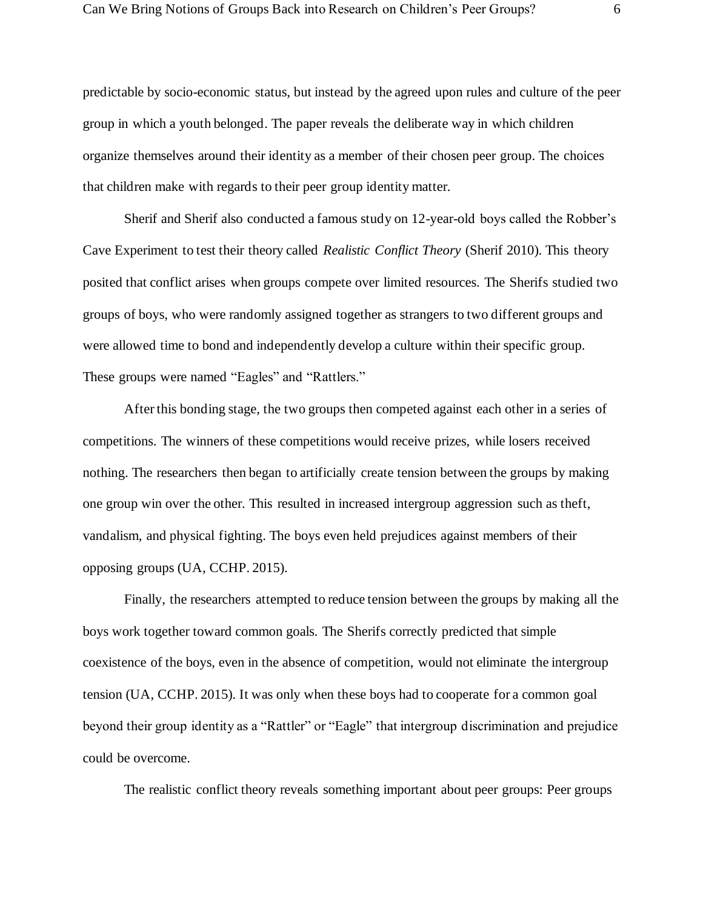predictable by socio-economic status, but instead by the agreed upon rules and culture of the peer group in which a youth belonged. The paper reveals the deliberate way in which children organize themselves around their identity as a member of their chosen peer group. The choices that children make with regards to their peer group identity matter.

Sherif and Sherif also conducted a famous study on 12-year-old boys called the Robber's Cave Experiment to test their theory called *Realistic Conflict Theory* (Sherif 2010). This theory posited that conflict arises when groups compete over limited resources. The Sherifs studied two groups of boys, who were randomly assigned together as strangers to two different groups and were allowed time to bond and independently develop a culture within their specific group. These groups were named "Eagles" and "Rattlers."

After this bonding stage, the two groups then competed against each other in a series of competitions. The winners of these competitions would receive prizes, while losers received nothing. The researchers then began to artificially create tension between the groups by making one group win over the other. This resulted in increased intergroup aggression such as theft, vandalism, and physical fighting. The boys even held prejudices against members of their opposing groups (UA, CCHP. 2015).

Finally, the researchers attempted to reduce tension between the groups by making all the boys work together toward common goals. The Sherifs correctly predicted that simple coexistence of the boys, even in the absence of competition, would not eliminate the intergroup tension (UA, CCHP. 2015). It was only when these boys had to cooperate for a common goal beyond their group identity as a "Rattler" or "Eagle" that intergroup discrimination and prejudice could be overcome.

The realistic conflict theory reveals something important about peer groups: Peer groups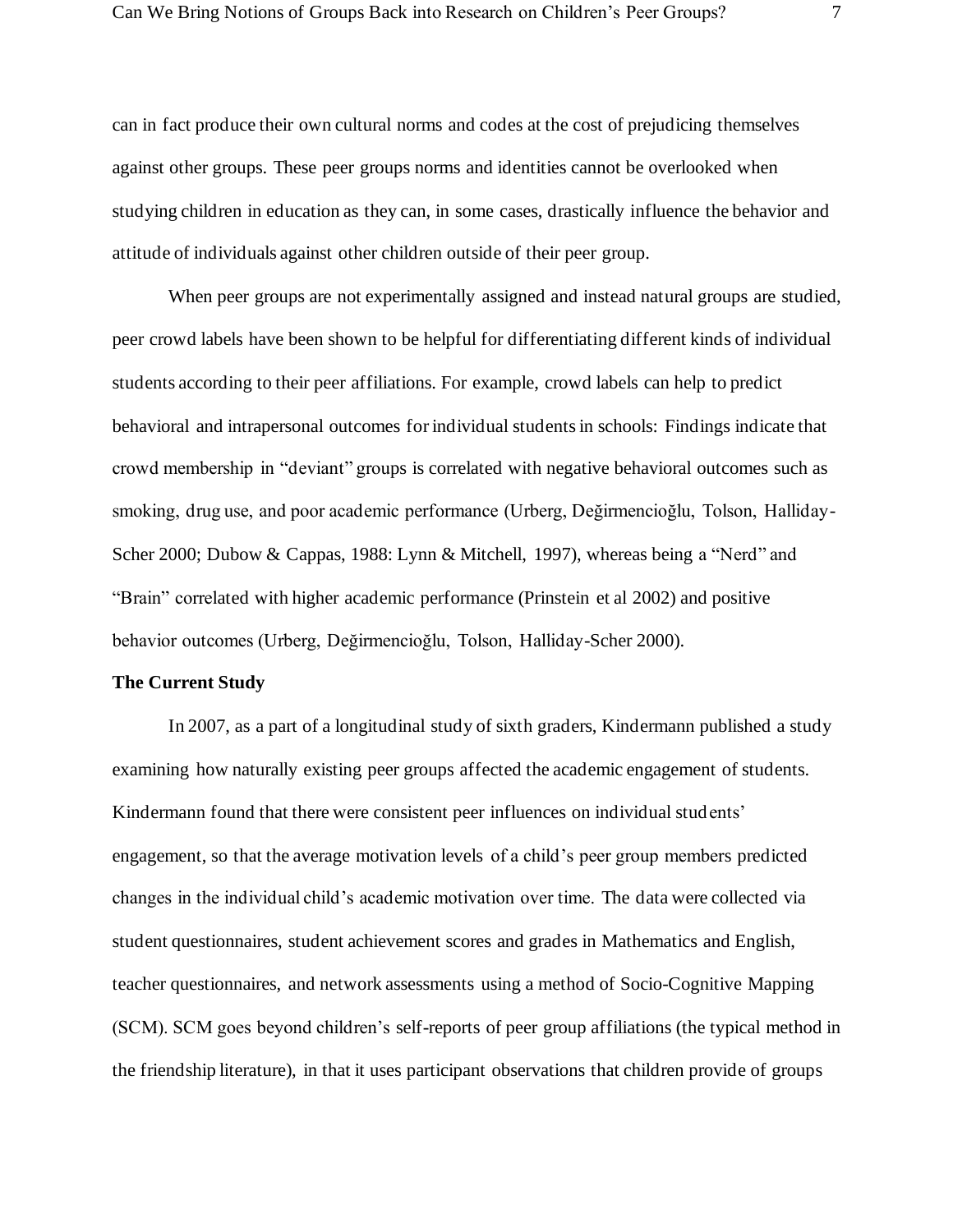can in fact produce their own cultural norms and codes at the cost of prejudicing themselves against other groups. These peer groups norms and identities cannot be overlooked when studying children in education as they can, in some cases, drastically influence the behavior and attitude of individuals against other children outside of their peer group.

When peer groups are not experimentally assigned and instead natural groups are studied, peer crowd labels have been shown to be helpful for differentiating different kinds of individual students according to their peer affiliations. For example, crowd labels can help to predict behavioral and intrapersonal outcomes for individual students in schools: Findings indicate that crowd membership in "deviant" groups is correlated with negative behavioral outcomes such as smoking, drug use, and poor academic performance (Urberg, Değirmencioğlu, Tolson, Halliday-Scher 2000; Dubow & Cappas, 1988: Lynn & Mitchell, 1997), whereas being a "Nerd" and "Brain" correlated with higher academic performance (Prinstein et al 2002) and positive behavior outcomes (Urberg, Değirmencioğlu, Tolson, Halliday-Scher 2000).

**The Current Study**

In 2007, as a part of a longitudinal study of sixth graders, Kindermann published a study examining how naturally existing peer groups affected the academic engagement of students. Kindermann found that there were consistent peer influences on individual students' engagement, so that the average motivation levels of a child's peer group members predicted changes in the individual child's academic motivation over time. The data were collected via student questionnaires, student achievement scores and grades in Mathematics and English, teacher questionnaires, and network assessments using a method of Socio-Cognitive Mapping (SCM). SCM goes beyond children's self-reports of peer group affiliations (the typical method in the friendship literature), in that it uses participant observations that children provide of groups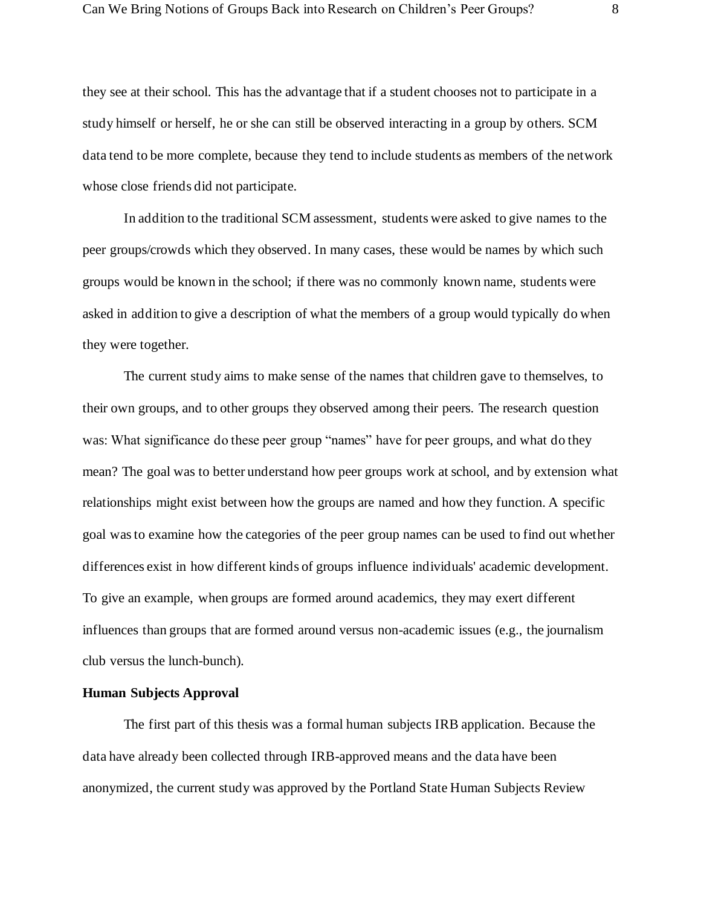they see at their school. This has the advantage that if a student chooses not to participate in a study himself or herself, he or she can still be observed interacting in a group by others. SCM data tend to be more complete, because they tend to include students as members of the network whose close friends did not participate.

In addition to the traditional SCM assessment, students were asked to give names to the peer groups/crowds which they observed. In many cases, these would be names by which such groups would be known in the school; if there was no commonly known name, students were asked in addition to give a description of what the members of a group would typically do when they were together.

The current study aims to make sense of the names that children gave to themselves, to their own groups, and to other groups they observed among their peers. The research question was: What significance do these peer group "names" have for peer groups, and what do they mean? The goal was to better understand how peer groups work at school, and by extension what relationships might exist between how the groups are named and how they function. A specific goal was to examine how the categories of the peer group names can be used to find out whether differences exist in how different kinds of groups influence individuals' academic development. To give an example, when groups are formed around academics, they may exert different influences than groups that are formed around versus non-academic issues (e.g., the journalism club versus the lunch-bunch).

**Human Subjects Approval**

The first part of this thesis was a formal human subjects IRB application. Because the data have already been collected through IRB-approved means and the data have been anonymized, the current study was approved by the Portland State Human Subjects Review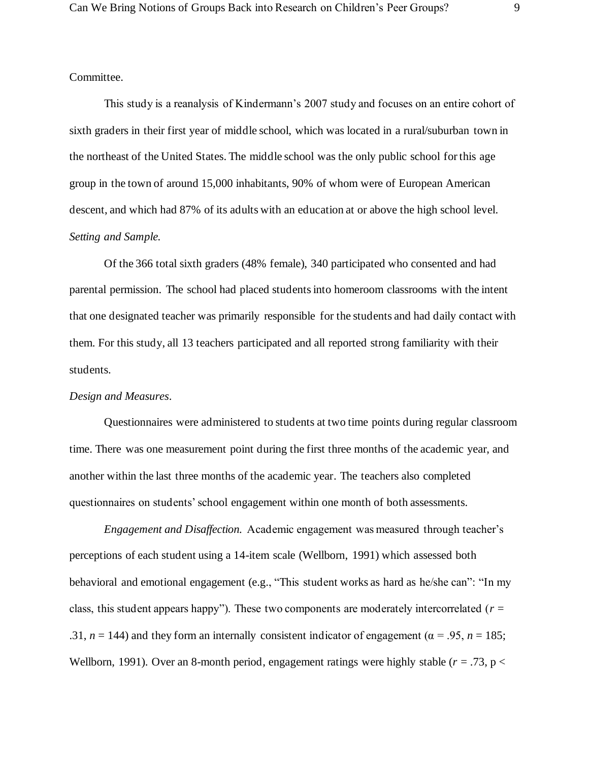Committee.

This study is a reanalysis of Kindermann's 2007 study and focuses on an entire cohort of sixth graders in their first year of middle school, which was located in a rural/suburban town in the northeast of the United States. The middle school was the only public school for this age group in the town of around 15,000 inhabitants, 90% of whom were of European American descent, and which had 87% of its adults with an education at or above the high school level.

*Setting and Sample.*

Of the 366 total sixth graders (48% female), 340 participated who consented and had parental permission. The school had placed students into homeroom classrooms with the intent that one designated teacher was primarily responsible for the students and had daily contact with them. For this study, all 13 teachers participated and all reported strong familiarity with their students.

*Design and Measures.*

Questionnaires were administered to students at two time points during regular classroom time. There was one measurement point during the first three months of the academic year, and another within the last three months of the academic year. The teachers also completed questionnaires on students' school engagement within one month of both assessments.

*Engagement and Disaffection.* Academic engagement was measured through teacher's perceptions of each student using a 14-item scale (Wellborn, 1991) which assessed both behavioral and emotional engagement (e.g., "This student works as hard as he/she can": "In my class, this student appears happy"). These two components are moderately intercorrelated ($r$ = .31, $n$ = 144) and they form an internally consistent indicator of engagement ($\alpha$ = .95, $n$ = 185; Wellborn, 1991). Over an 8-month period, engagement ratings were highly stable ($r$ = .73, p <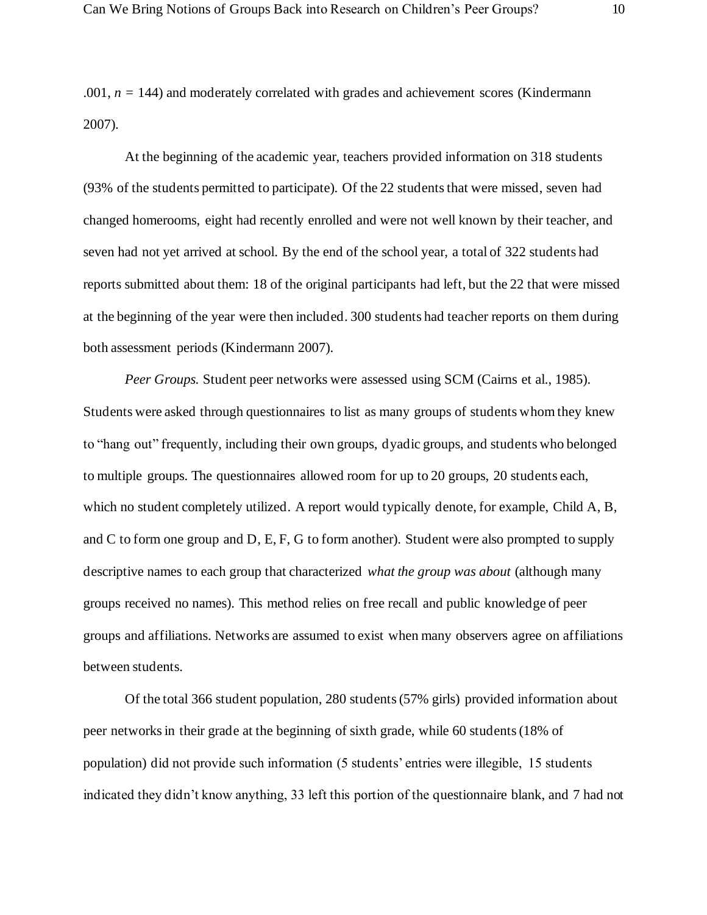.001, $n$ = 144) and moderately correlated with grades and achievement scores (Kindermann 2007).

At the beginning of the academic year, teachers provided information on 318 students (93% of the students permitted to participate). Of the 22 students that were missed, seven had changed homerooms, eight had recently enrolled and were not well known by their teacher, and seven had not yet arrived at school. By the end of the school year, a total of 322 students had reports submitted about them: 18 of the original participants had left, but the 22 that were missed at the beginning of the year were then included. 300 students had teacher reports on them during both assessment periods (Kindermann 2007).

*Peer Groups.* Student peer networks were assessed using SCM (Cairns et al., 1985). Students were asked through questionnaires to list as many groups of students whom they knew to "hang out" frequently, including their own groups, dyadic groups, and students who belonged to multiple groups. The questionnaires allowed room for up to 20 groups, 20 students each, which no student completely utilized. A report would typically denote, for example, Child A, B, and C to form one group and D, E, F, G to form another). Student were also prompted to supply descriptive names to each group that characterized *what the group was about* (although many groups received no names). This method relies on free recall and public knowledge of peer groups and affiliations. Networks are assumed to exist when many observers agree on affiliations between students.

Of the total 366 student population, 280 students (57% girls) provided information about peer networks in their grade at the beginning of sixth grade, while 60 students (18% of population) did not provide such information (5 students' entries were illegible, 15 students indicated they didn't know anything, 33 left this portion of the questionnaire blank, and 7 had not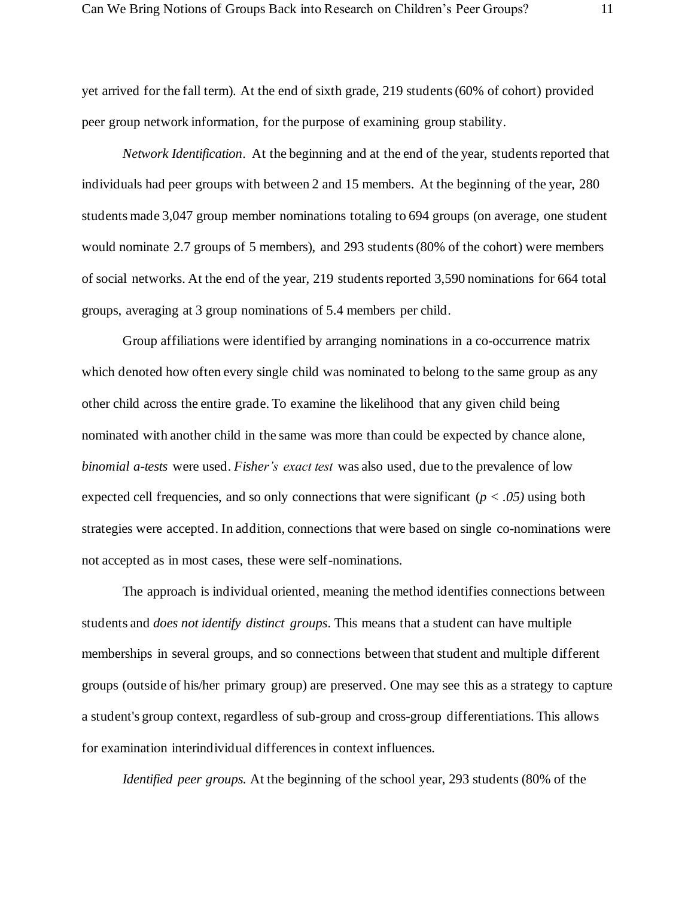yet arrived for the fall term). At the end of sixth grade, 219 students (60% of cohort) provided peer group network information, for the purpose of examining group stability.

*Network Identification*. At the beginning and at the end of the year, students reported that individuals had peer groups with between 2 and 15 members. At the beginning of the year, 280 students made 3,047 group member nominations totaling to 694 groups (on average, one student would nominate 2.7 groups of 5 members), and 293 students (80% of the cohort) were members of social networks. At the end of the year, 219 students reported 3,590 nominations for 664 total groups, averaging at 3 group nominations of 5.4 members per child.

Group affiliations were identified by arranging nominations in a co-occurrence matrix which denoted how often every single child was nominated to belong to the same group as any other child across the entire grade. To examine the likelihood that any given child being nominated with another child in the same was more than could be expected by chance alone, *binomial a-tests* were used. *Fisher's exact test* was also used, due to the prevalence of low expected cell frequencies, and so only connections that were significant ($p < .05$) using both strategies were accepted. In addition, connections that were based on single co-nominations were not accepted as in most cases, these were self-nominations.

The approach is individual oriented, meaning the method identifies connections between students and *does not identify distinct groups*. This means that a student can have multiple memberships in several groups, and so connections between that student and multiple different groups (outside of his/her primary group) are preserved. One may see this as a strategy to capture a student's group context, regardless of sub-group and cross-group differentiations. This allows for examination interindividual differences in context influences.

*Identified peer groups.* At the beginning of the school year, 293 students (80% of the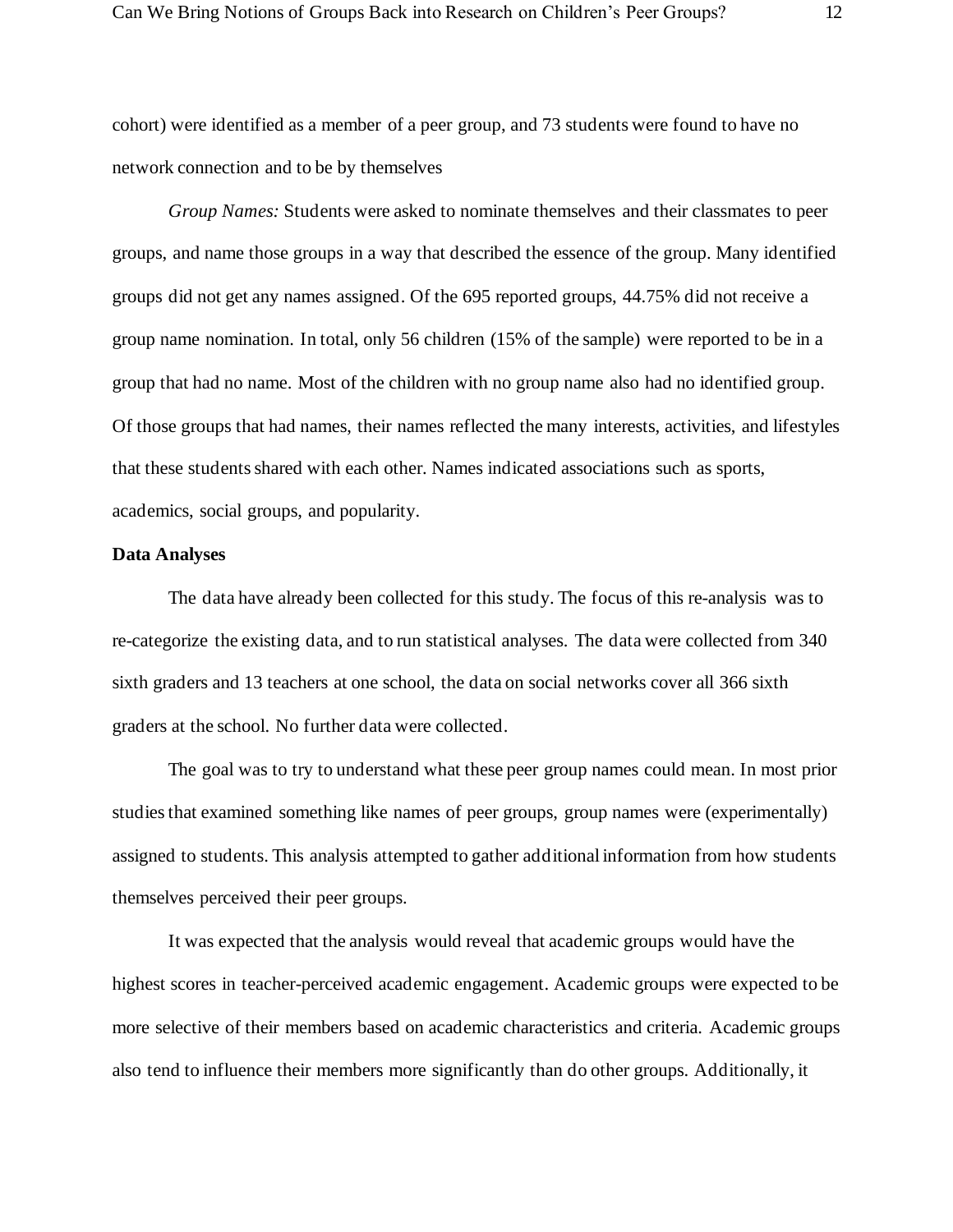cohort) were identified as a member of a peer group, and 73 students were found to have no network connection and to be by themselves

*Group Names:* Students were asked to nominate themselves and their classmates to peer groups, and name those groups in a way that described the essence of the group. Many identified groups did not get any names assigned. Of the 695 reported groups, 44.75% did not receive a group name nomination. In total, only 56 children (15% of the sample) were reported to be in a group that had no name. Most of the children with no group name also had no identified group. Of those groups that had names, their names reflected the many interests, activities, and lifestyles that these students shared with each other. Names indicated associations such as sports, academics, social groups, and popularity.

**Data Analyses**

The data have already been collected for this study. The focus of this re-analysis was to re-categorize the existing data, and to run statistical analyses. The data were collected from 340 sixth graders and 13 teachers at one school, the data on social networks cover all 366 sixth graders at the school. No further data were collected.

The goal was to try to understand what these peer group names could mean. In most prior studies that examined something like names of peer groups, group names were (experimentally) assigned to students. This analysis attempted to gather additional information from how students themselves perceived their peer groups.

It was expected that the analysis would reveal that academic groups would have the highest scores in teacher-perceived academic engagement. Academic groups were expected to be more selective of their members based on academic characteristics and criteria. Academic groups also tend to influence their members more significantly than do other groups. Additionally, it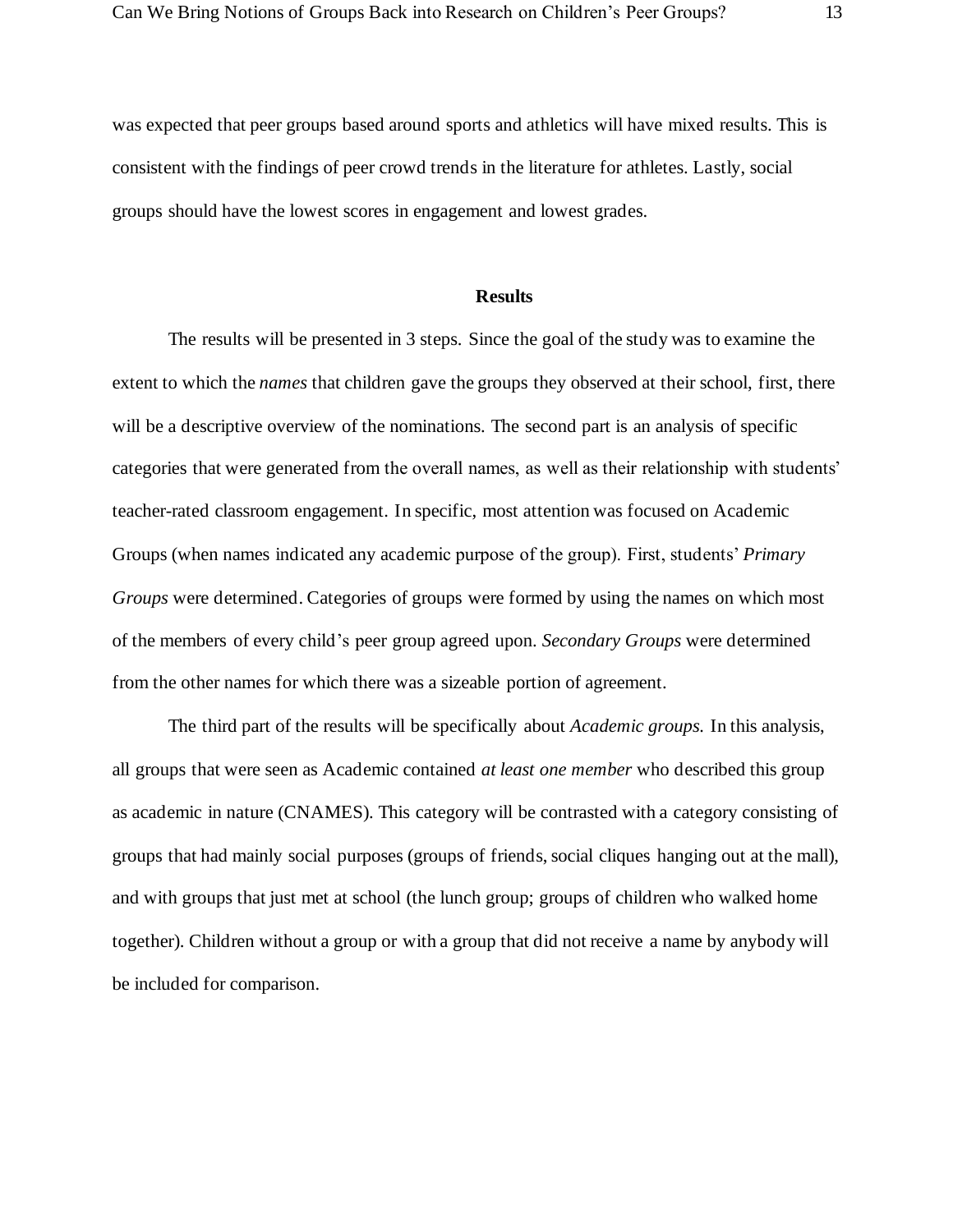was expected that peer groups based around sports and athletics will have mixed results. This is consistent with the findings of peer crowd trends in the literature for athletes. Lastly, social groups should have the lowest scores in engagement and lowest grades.

## Results

The results will be presented in 3 steps. Since the goal of the study was to examine the extent to which the *names* that children gave the groups they observed at their school, first, there will be a descriptive overview of the nominations. The second part is an analysis of specific categories that were generated from the overall names, as well as their relationship with students' teacher-rated classroom engagement. In specific, most attention was focused on Academic Groups (when names indicated any academic purpose of the group). First, students' *Primary Groups* were determined. Categories of groups were formed by using the names on which most of the members of every child's peer group agreed upon. *Secondary Groups* were determined from the other names for which there was a sizeable portion of agreement.

The third part of the results will be specifically about *Academic groups.* In this analysis, all groups that were seen as Academic contained *at least one member* who described this group as academic in nature (CNAMES). This category will be contrasted with a category consisting of groups that had mainly social purposes (groups of friends, social cliques hanging out at the mall), and with groups that just met at school (the lunch group; groups of children who walked home together). Children without a group or with a group that did not receive a name by anybody will be included for comparison.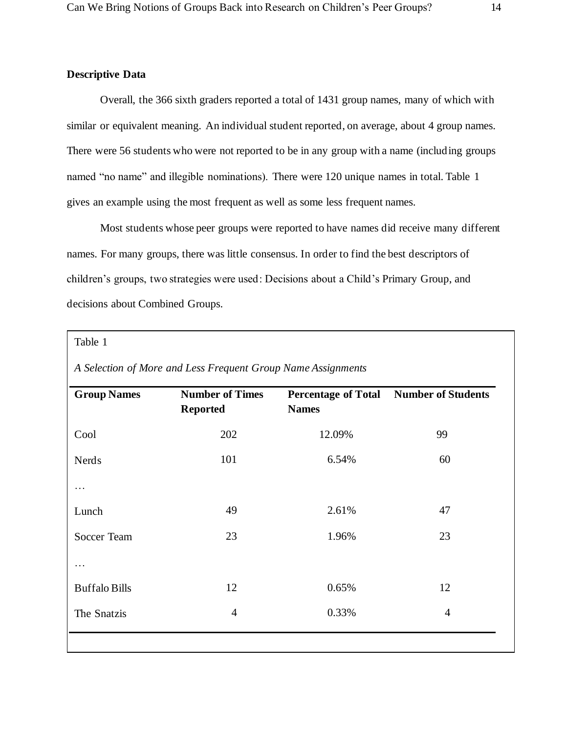## Descriptive Data

Overall, the 366 sixth graders reported a total of 1431 group names, many of which with similar or equivalent meaning. An individual student reported, on average, about 4 group names. There were 56 students who were not reported to be in any group with a name (including groups named "no name" and illegible nominations). There were 120 unique names in total. Table 1 gives an example using the most frequent as well as some less frequent names.

Most students whose peer groups were reported to have names did receive many different names. For many groups, there was little consensus. In order to find the best descriptors of children's groups, two strategies were used: Decisions about a Child's Primary Group, and decisions about Combined Groups.

Table 1

*A Selection of More and Less Frequent Group Name Assignments*

| Group Names | Number of Times Reported | Percentage of Total Names | Number of Students |
|---|---|---|---|
| Cool | 202 | 12.09% | 99 |
| Nerds | 101 | 6.54% | 60 |
| … | | | |
| Lunch | 49 | 2.61% | 47 |
| Soccer Team | 23 | 1.96% | 23 |
| … | | | |
| Buffalo Bills | 12 | 0.65% | 12 |
| The Snatzis | 4 | 0.33% | 4 |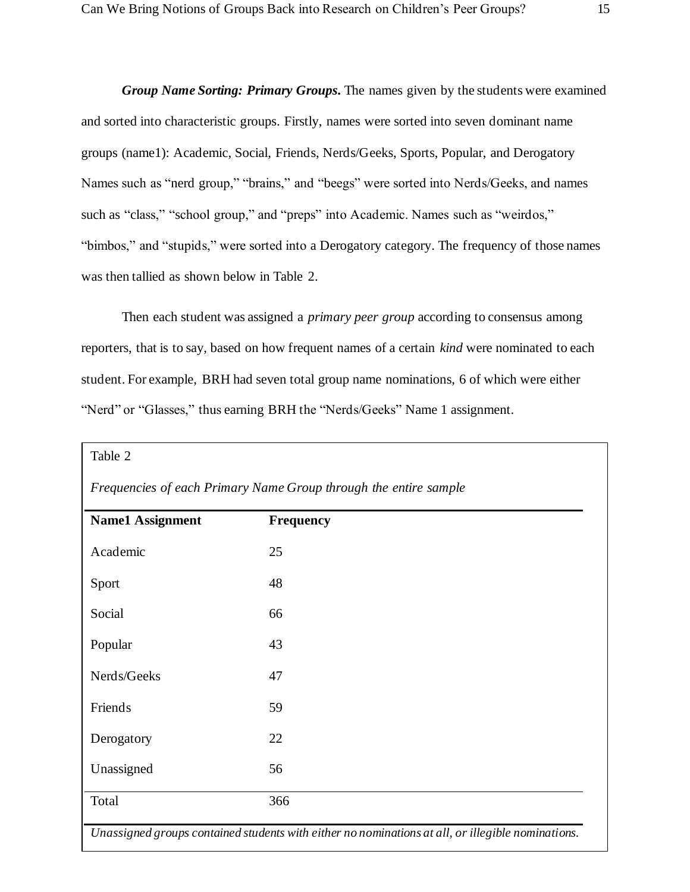***Group Name Sorting: Primary Groups.*** The names given by the students were examined and sorted into characteristic groups. Firstly, names were sorted into seven dominant name groups (name1): Academic, Social, Friends, Nerds/Geeks, Sports, Popular, and Derogatory Names such as "nerd group," "brains," and "beegs" were sorted into Nerds/Geeks, and names such as "class," "school group," and "preps" into Academic. Names such as "weirdos," "bimbos," and "stupids," were sorted into a Derogatory category. The frequency of those names was then tallied as shown below in Table 2.

Then each student was assigned a *primary peer group* according to consensus among reporters, that is to say, based on how frequent names of a certain *kind* were nominated to each student. For example, BRH had seven total group name nominations, 6 of which were either "Nerd" or "Glasses," thus earning BRH the "Nerds/Geeks" Name 1 assignment.

Table 2

*Frequencies of each Primary Name Group through the entire sample*

| **Name1 Assignment** | **Frequency** |
|---|---|
| Academic | 25 |
| Sport | 48 |
| Social | 66 |
| Popular | 43 |
| Nerds/Geeks | 47 |
| Friends | 59 |
| Derogatory | 22 |
| Unassigned | 56 |
| Total | 366 |

*Unassigned groups contained students with either no nominations at all, or illegible nominations.*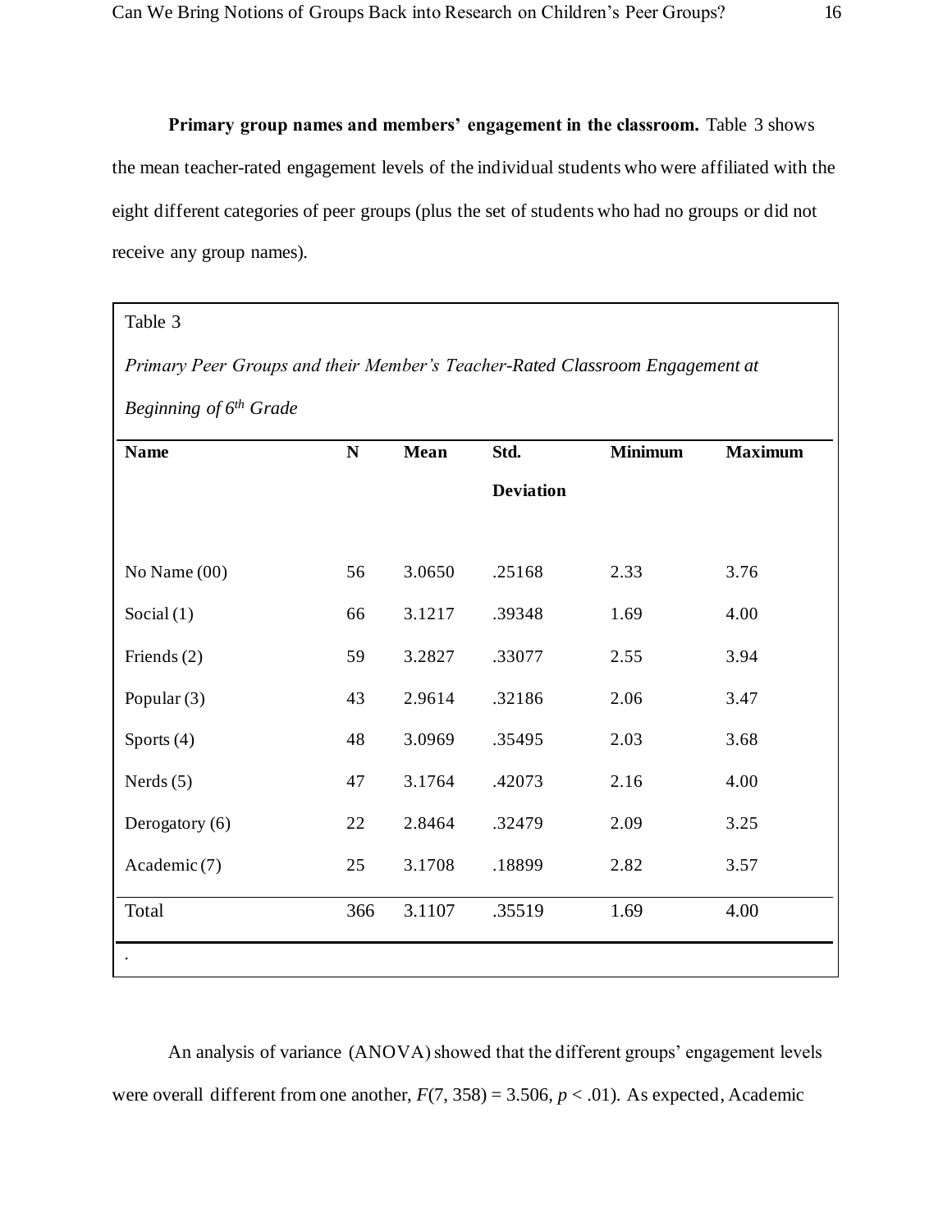**Primary group names and members' engagement in the classroom.** Table 3 shows the mean teacher-rated engagement levels of the individual students who were affiliated with the eight different categories of peer groups (plus the set of students who had no groups or did not receive any group names).

Table 3

*Primary Peer Groups and their Member's Teacher-Rated Classroom Engagement at Beginning of 6th Grade*

| Name | N | Mean | Std. Deviation | Minimum | Maximum |
|---|---|---|---|---|---|
| No Name (00) | 56 | 3.0650 | .25168 | 2.33 | 3.76 |
| Social (1) | 66 | 3.1217 | .39348 | 1.69 | 4.00 |
| Friends (2) | 59 | 3.2827 | .33077 | 2.55 | 3.94 |
| Popular (3) | 43 | 2.9614 | .32186 | 2.06 | 3.47 |
| Sports (4) | 48 | 3.0969 | .35495 | 2.03 | 3.68 |
| Nerds (5) | 47 | 3.1764 | .42073 | 2.16 | 4.00 |
| Derogatory (6) | 22 | 2.8464 | .32479 | 2.09 | 3.25 |
| Academic (7) | 25 | 3.1708 | .18899 | 2.82 | 3.57 |
| Total | 366 | 3.1107 | .35519 | 1.69 | 4.00 |

An analysis of variance (ANOVA) showed that the different groups' engagement levels were overall different from one another, $F(7, 358) = 3.506$, $p < .01$). As expected, Academic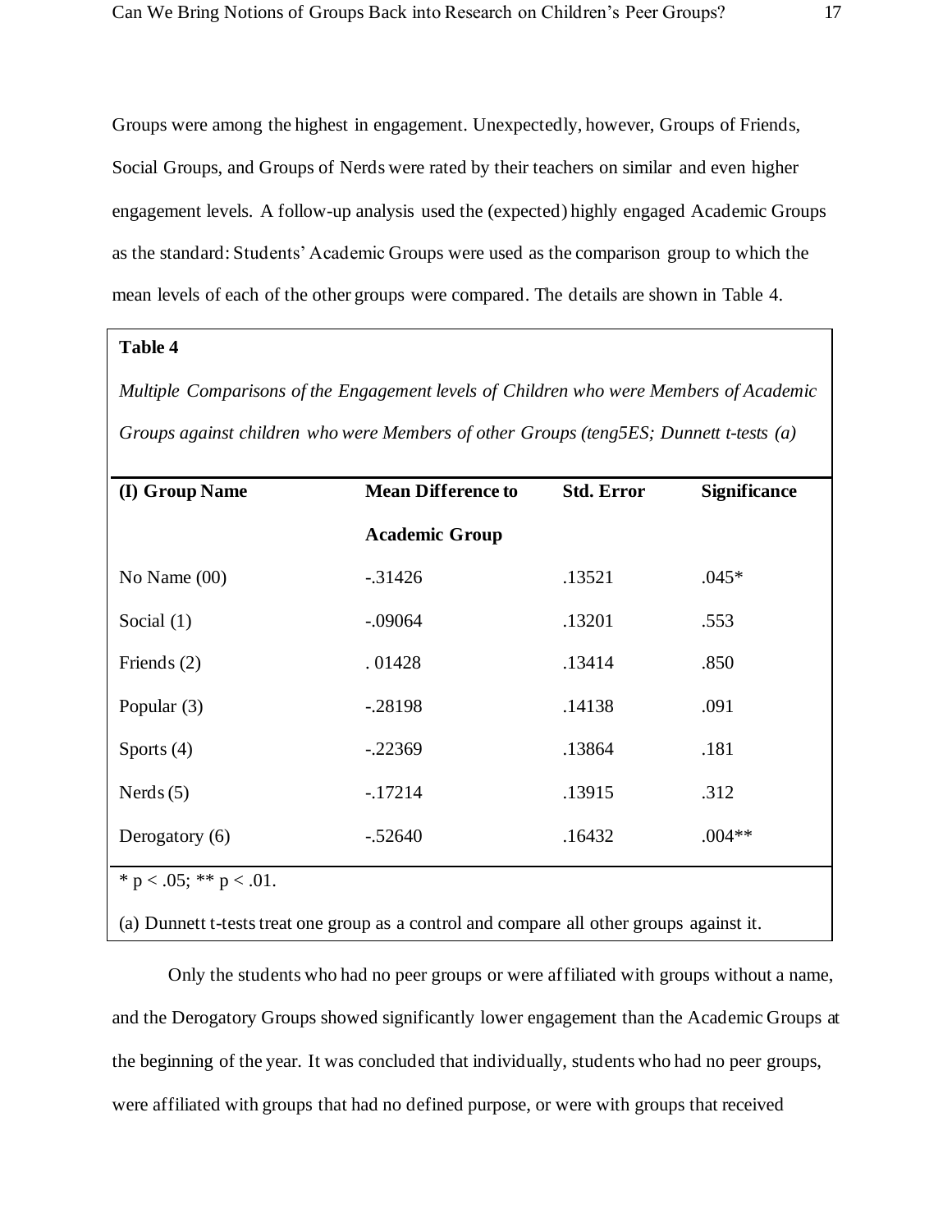Groups were among the highest in engagement. Unexpectedly, however, Groups of Friends, Social Groups, and Groups of Nerds were rated by their teachers on similar and even higher engagement levels. A follow-up analysis used the (expected) highly engaged Academic Groups as the standard: Students' Academic Groups were used as the comparison group to which the mean levels of each of the other groups were compared. The details are shown in Table 4.

**Table 4**

*Multiple Comparisons of the Engagement levels of Children who were Members of Academic Groups against children who were Members of other Groups (teng5ES; Dunnett t-tests (a)*

| (I) Group Name | Mean Difference to Academic Group | Std. Error | Significance |
|---|---|---|---|
| No Name (00) | -.31426 | .13521 | .045* |
| Social (1) | -.09064 | .13201 | .553 |
| Friends (2) | . 01428 | .13414 | .850 |
| Popular (3) | -.28198 | .14138 | .091 |
| Sports (4) | -.22369 | .13864 | .181 |
| Nerds (5) | -.17214 | .13915 | .312 |
| Derogatory (6) | -.52640 | .16432 | .004** |

\* $p < .05$; ** $p < .01$.

(a) Dunnett t-tests treat one group as a control and compare all other groups against it.

Only the students who had no peer groups or were affiliated with groups without a name, and the Derogatory Groups showed significantly lower engagement than the Academic Groups at the beginning of the year. It was concluded that individually, students who had no peer groups, were affiliated with groups that had no defined purpose, or were with groups that received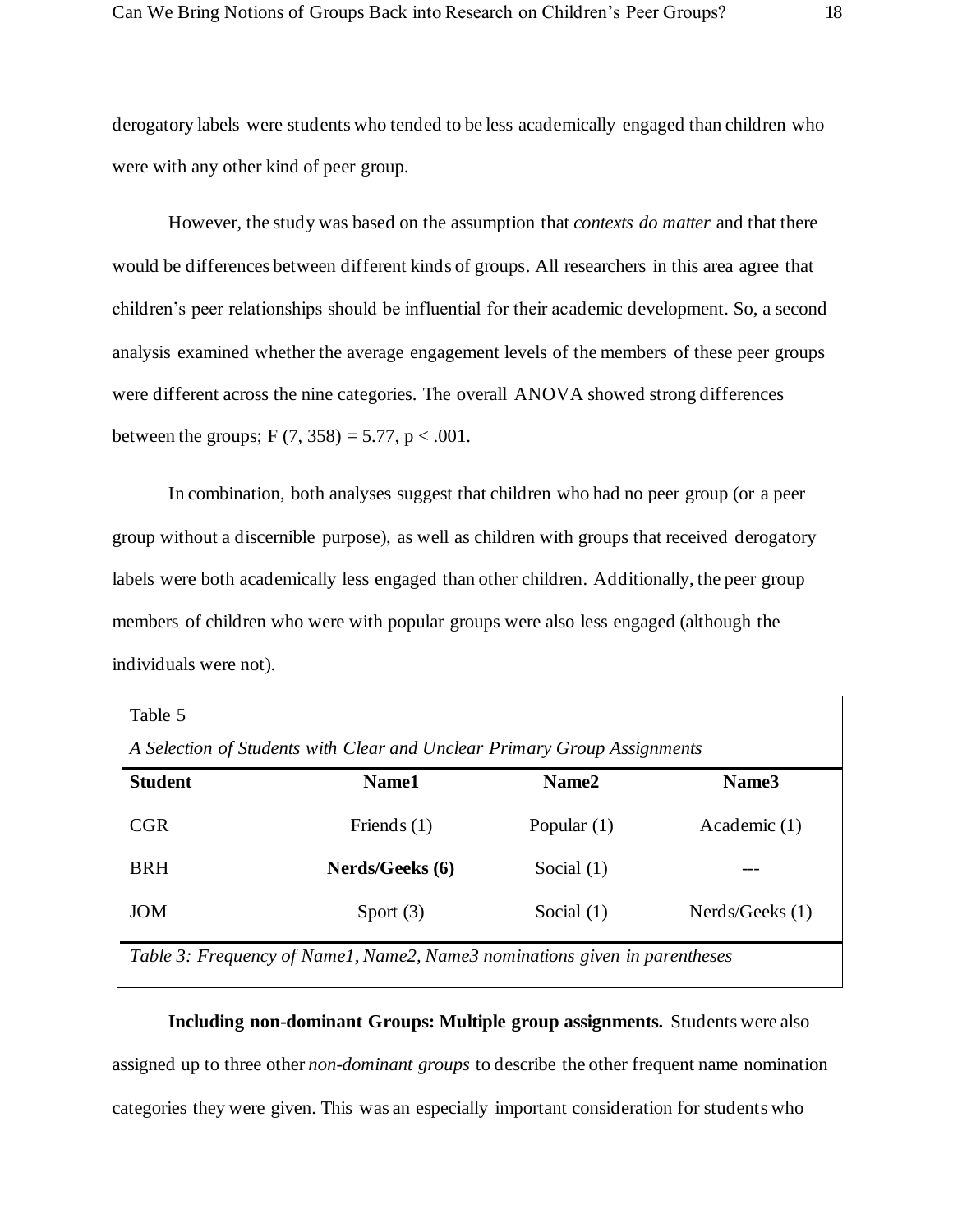derogatory labels were students who tended to be less academically engaged than children who were with any other kind of peer group.

However, the study was based on the assumption that *contexts do matter* and that there would be differences between different kinds of groups. All researchers in this area agree that children's peer relationships should be influential for their academic development. So, a second analysis examined whether the average engagement levels of the members of these peer groups were different across the nine categories. The overall ANOVA showed strong differences between the groups; $F(7, 358) = 5.77$, $p < .001$.

In combination, both analyses suggest that children who had no peer group (or a peer group without a discernible purpose), as well as children with groups that received derogatory labels were both academically less engaged than other children. Additionally, the peer group members of children who were with popular groups were also less engaged (although the individuals were not).

Table 5

*A Selection of Students with Clear and Unclear Primary Group Assignments*

| Student | Name1 | Name2 | Name3 |
|---|---|---|---|
| CGR | Friends (1) | Popular (1) | Academic (1) |
| BRH | **Nerds/Geeks (6)** | Social (1) | --- |
| JOM | Sport (3) | Social (1) | Nerds/Geeks (1) |

*Table 3: Frequency of Name1, Name2, Name3 nominations given in parentheses*

**Including non-dominant Groups: Multiple group assignments.** Students were also assigned up to three other *non-dominant groups* to describe the other frequent name nomination categories they were given. This was an especially important consideration for students who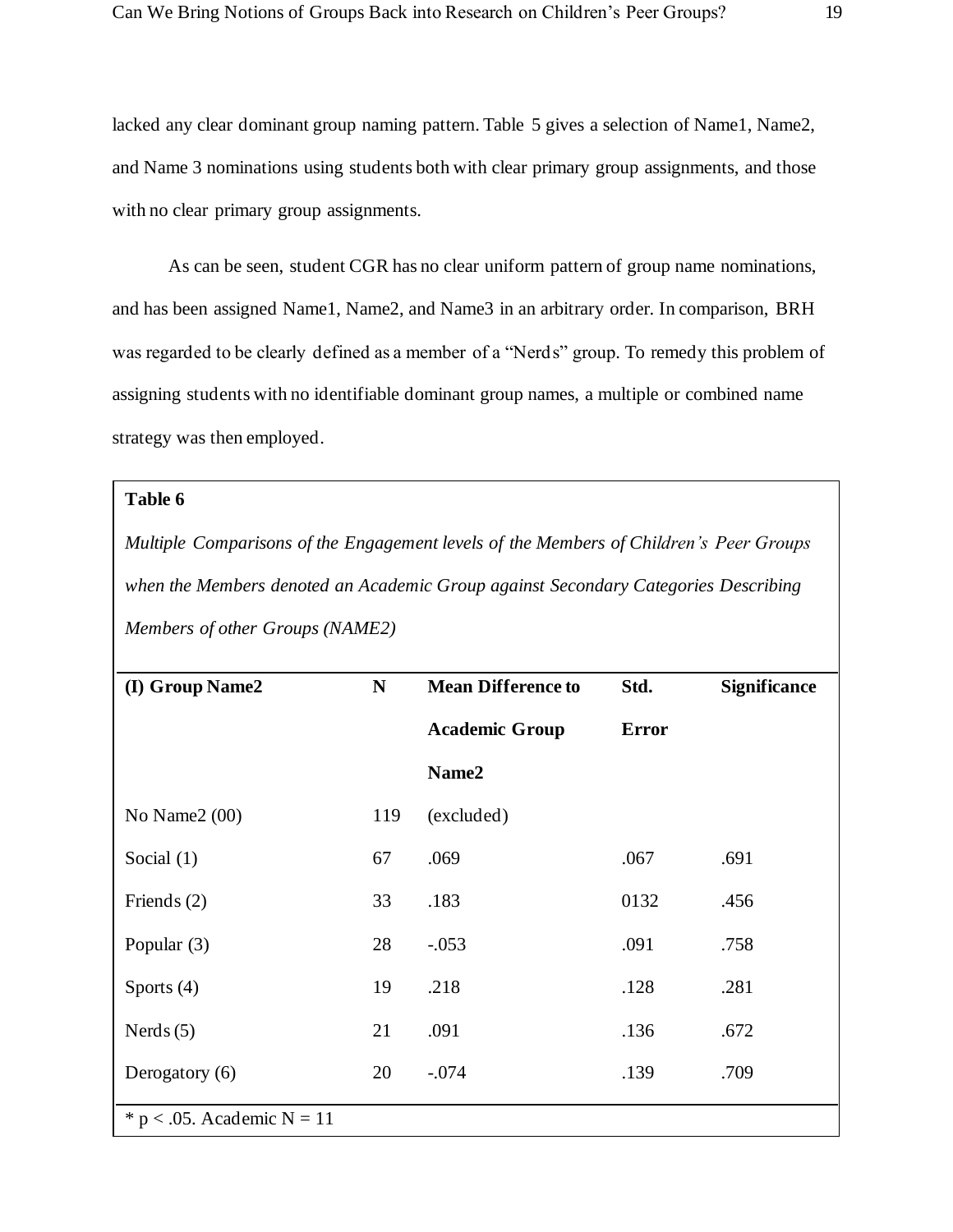lacked any clear dominant group naming pattern. Table 5 gives a selection of Name1, Name2, and Name 3 nominations using students both with clear primary group assignments, and those with no clear primary group assignments.

As can be seen, student CGR has no clear uniform pattern of group name nominations, and has been assigned Name1, Name2, and Name3 in an arbitrary order. In comparison, BRH was regarded to be clearly defined as a member of a "Nerds" group. To remedy this problem of assigning students with no identifiable dominant group names, a multiple or combined name strategy was then employed.

**Table 6**

*Multiple Comparisons of the Engagement levels of the Members of Children's Peer Groups when the Members denoted an Academic Group against Secondary Categories Describing Members of other Groups (NAME2)*

| (I) Group Name2 | N | Mean Difference to Academic Group Name2 | Std. Error | Significance |
|---|---|---|---|---|
| No Name2 (00) | 119 | (excluded) | | |
| Social (1) | 67 | .069 | .067 | .691 |
| Friends (2) | 33 | .183 | 0132 | .456 |
| Popular (3) | 28 | -.053 | .091 | .758 |
| Sports (4) | 19 | .218 | .128 | .281 |
| Nerds (5) | 21 | .091 | .136 | .672 |
| Derogatory (6) | 20 | -.074 | .139 | .709 |

* $p < .05$. Academic N = 11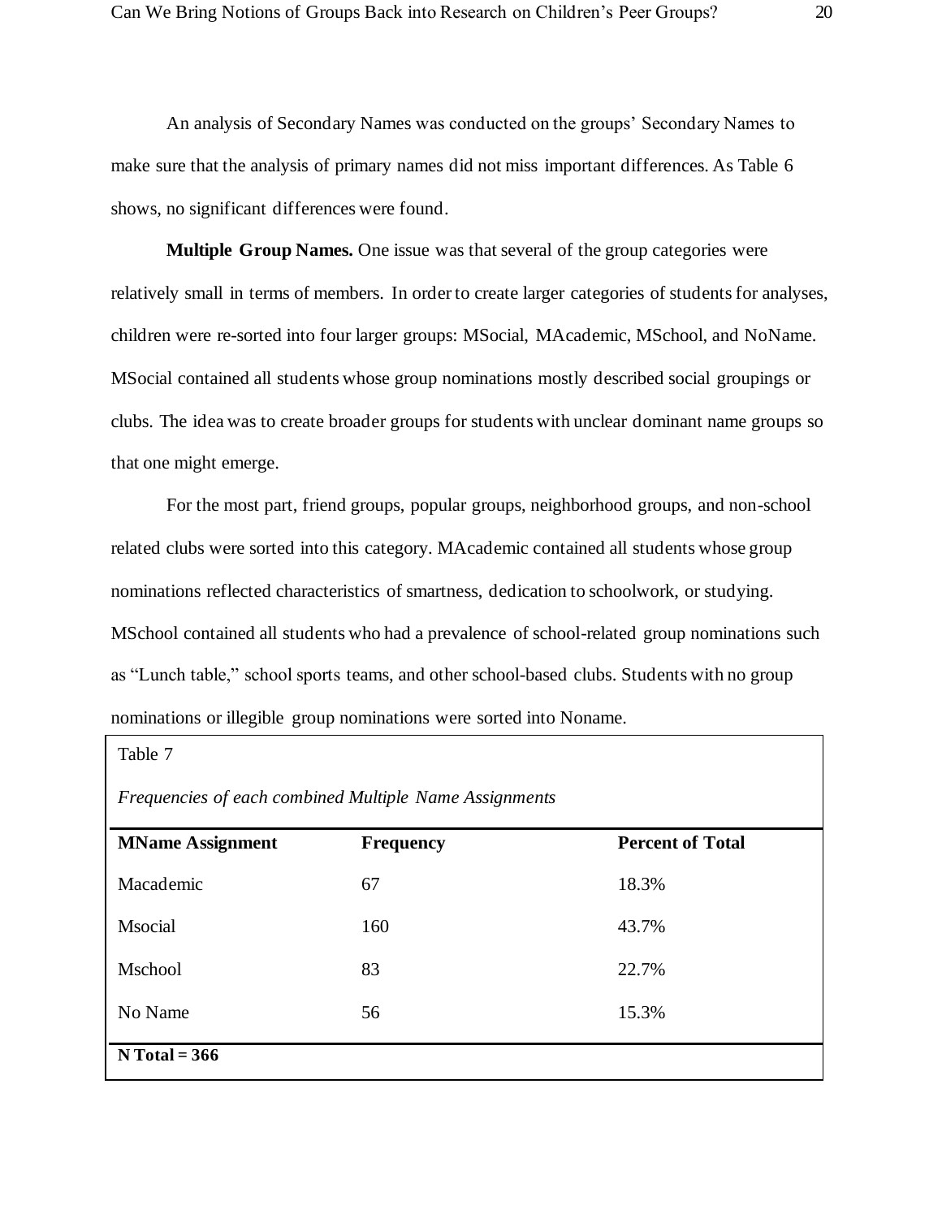An analysis of Secondary Names was conducted on the groups' Secondary Names to make sure that the analysis of primary names did not miss important differences. As Table 6 shows, no significant differences were found.

**Multiple Group Names.** One issue was that several of the group categories were relatively small in terms of members. In order to create larger categories of students for analyses, children were re-sorted into four larger groups: MSocial, MAcademic, MSchool, and NoName. MSocial contained all students whose group nominations mostly described social groupings or clubs. The idea was to create broader groups for students with unclear dominant name groups so that one might emerge.

For the most part, friend groups, popular groups, neighborhood groups, and non-school related clubs were sorted into this category. MAcademic contained all students whose group nominations reflected characteristics of smartness, dedication to schoolwork, or studying. MSchool contained all students who had a prevalence of school-related group nominations such as "Lunch table," school sports teams, and other school-based clubs. Students with no group nominations or illegible group nominations were sorted into Noname.

Table 7

*Frequencies of each combined Multiple Name Assignments*

| **MName Assignment** | **Frequency** | **Percent of Total** |
|---|---|---|
| Macademic | 67 | 18.3% |
| Msocial | 160 | 43.7% |
| Mschool | 83 | 22.7% |
| No Name | 56 | 15.3% |
| **N Total = 366** | | |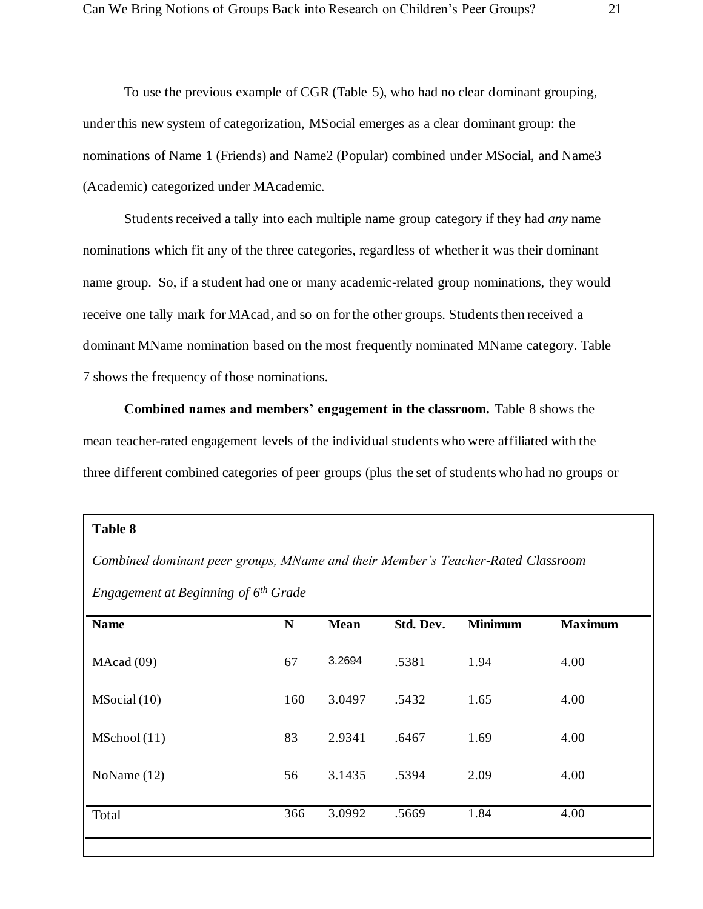To use the previous example of CGR (Table 5), who had no clear dominant grouping, under this new system of categorization, MSocial emerges as a clear dominant group: the nominations of Name 1 (Friends) and Name2 (Popular) combined under MSocial, and Name3 (Academic) categorized under MAcademic.

Students received a tally into each multiple name group category if they had *any* name nominations which fit any of the three categories, regardless of whether it was their dominant name group. So, if a student had one or many academic-related group nominations, they would receive one tally mark for MAcad, and so on for the other groups. Students then received a dominant MName nomination based on the most frequently nominated MName category. Table 7 shows the frequency of those nominations.

**Combined names and members' engagement in the classroom.** Table 8 shows the mean teacher-rated engagement levels of the individual students who were affiliated with the three different combined categories of peer groups (plus the set of students who had no groups or

**Table 8**

*Combined dominant peer groups, MName and their Member's Teacher-Rated Classroom Engagement at Beginning of 6th Grade*

| Name | N | Mean | Std. Dev. | Minimum | Maximum |
|---|---|---|---|---|---|
| MAcad (09) | 67 | 3.2694 | .5381 | 1.94 | 4.00 |
| MSocial (10) | 160 | 3.0497 | .5432 | 1.65 | 4.00 |
| MSchool (11) | 83 | 2.9341 | .6467 | 1.69 | 4.00 |
| NoName (12) | 56 | 3.1435 | .5394 | 2.09 | 4.00 |
| Total | 366 | 3.0992 | .5669 | 1.84 | 4.00 |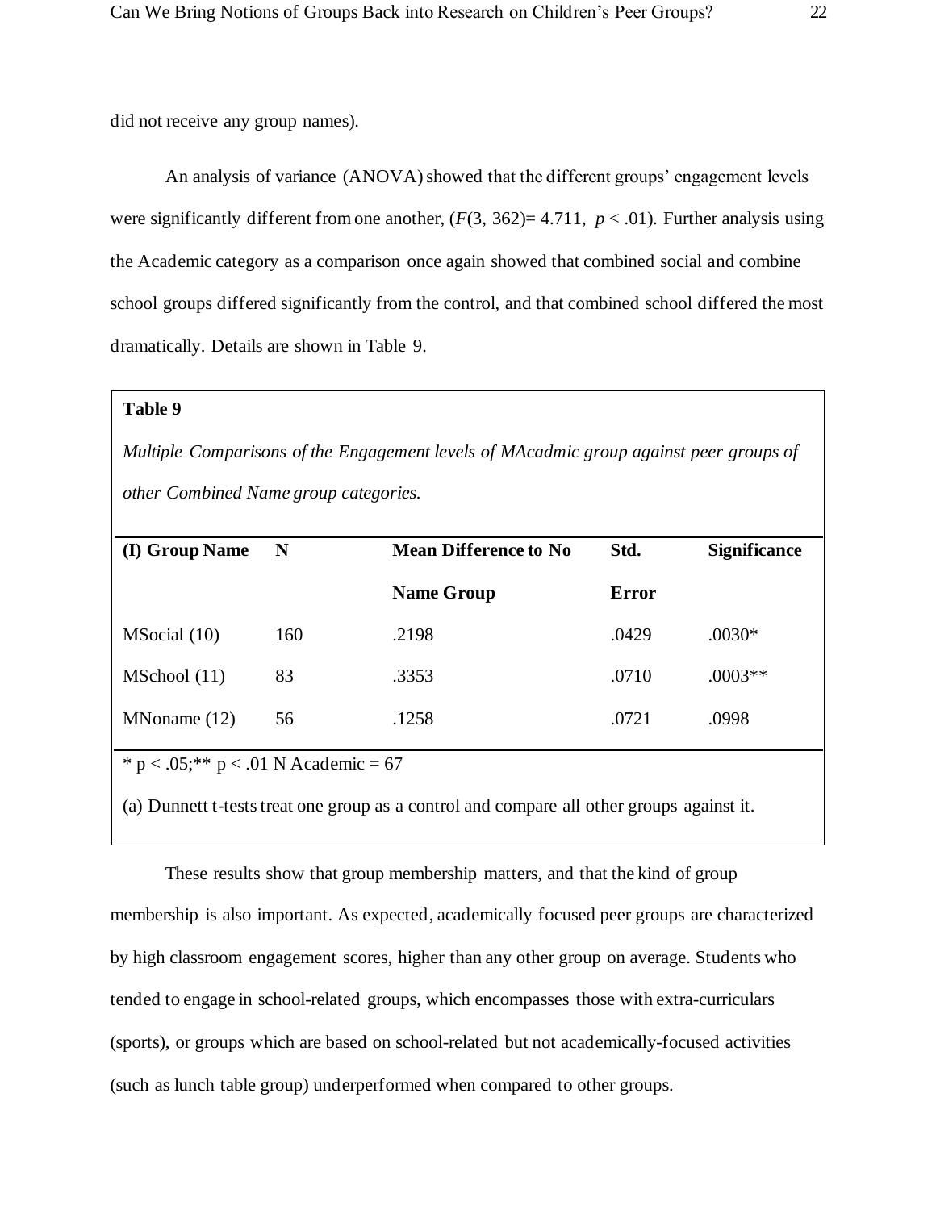did not receive any group names).

An analysis of variance (ANOVA) showed that the different groups' engagement levels were significantly different from one another, ($F(3, 362) = 4.711$, $p < .01$). Further analysis using the Academic category as a comparison once again showed that combined social and combine school groups differed significantly from the control, and that combined school differed the most dramatically. Details are shown in Table 9.

**Table 9**

*Multiple Comparisons of the Engagement levels of MAcadmic group against peer groups of other Combined Name group categories.*

| (I) Group Name | N | Mean Difference to No Name Group | Std. Error | Significance |
|---|---|---|---|---|
| MSocial (10) | 160 | .2198 | .0429 | .0030* |
| MSchool (11) | 83 | .3353 | .0710 | .0003** |
| MNoname (12) | 56 | .1258 | .0721 | .0998 |

* $p < .05$;** $p < .01$ N Academic = 67

(a) Dunnett t-tests treat one group as a control and compare all other groups against it.

These results show that group membership matters, and that the kind of group membership is also important. As expected, academically focused peer groups are characterized by high classroom engagement scores, higher than any other group on average. Students who tended to engage in school-related groups, which encompasses those with extra-curriculars (sports), or groups which are based on school-related but not academically-focused activities (such as lunch table group) underperformed when compared to other groups.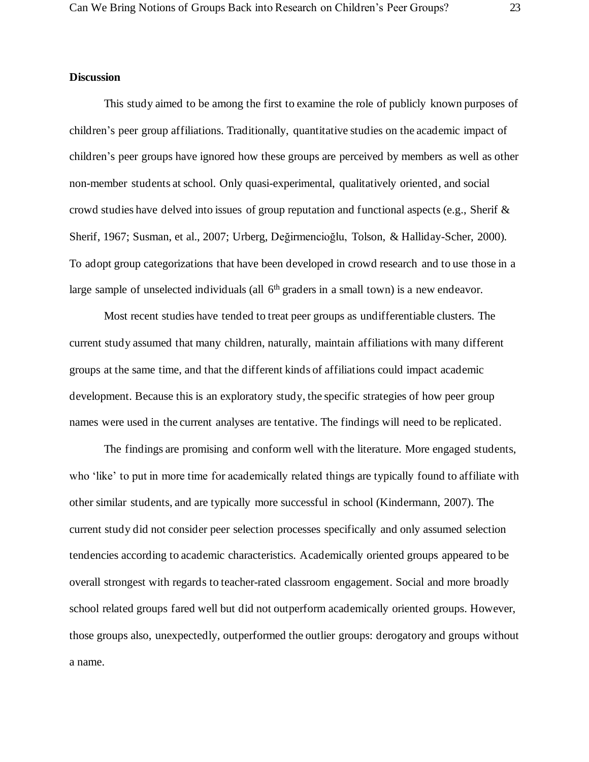**Discussion**

This study aimed to be among the first to examine the role of publicly known purposes of children's peer group affiliations. Traditionally, quantitative studies on the academic impact of children's peer groups have ignored how these groups are perceived by members as well as other non-member students at school. Only quasi-experimental, qualitatively oriented, and social crowd studies have delved into issues of group reputation and functional aspects (e.g., Sherif & Sherif, 1967; Susman, et al., 2007; Urberg, Değirmencioğlu, Tolson, & Halliday-Scher, 2000). To adopt group categorizations that have been developed in crowd research and to use those in a large sample of unselected individuals (all 6th graders in a small town) is a new endeavor.

Most recent studies have tended to treat peer groups as undifferentiable clusters. The current study assumed that many children, naturally, maintain affiliations with many different groups at the same time, and that the different kinds of affiliations could impact academic development. Because this is an exploratory study, the specific strategies of how peer group names were used in the current analyses are tentative. The findings will need to be replicated.

The findings are promising and conform well with the literature. More engaged students, who 'like' to put in more time for academically related things are typically found to affiliate with other similar students, and are typically more successful in school (Kindermann, 2007). The current study did not consider peer selection processes specifically and only assumed selection tendencies according to academic characteristics. Academically oriented groups appeared to be overall strongest with regards to teacher-rated classroom engagement. Social and more broadly school related groups fared well but did not outperform academically oriented groups. However, those groups also, unexpectedly, outperformed the outlier groups: derogatory and groups without a name.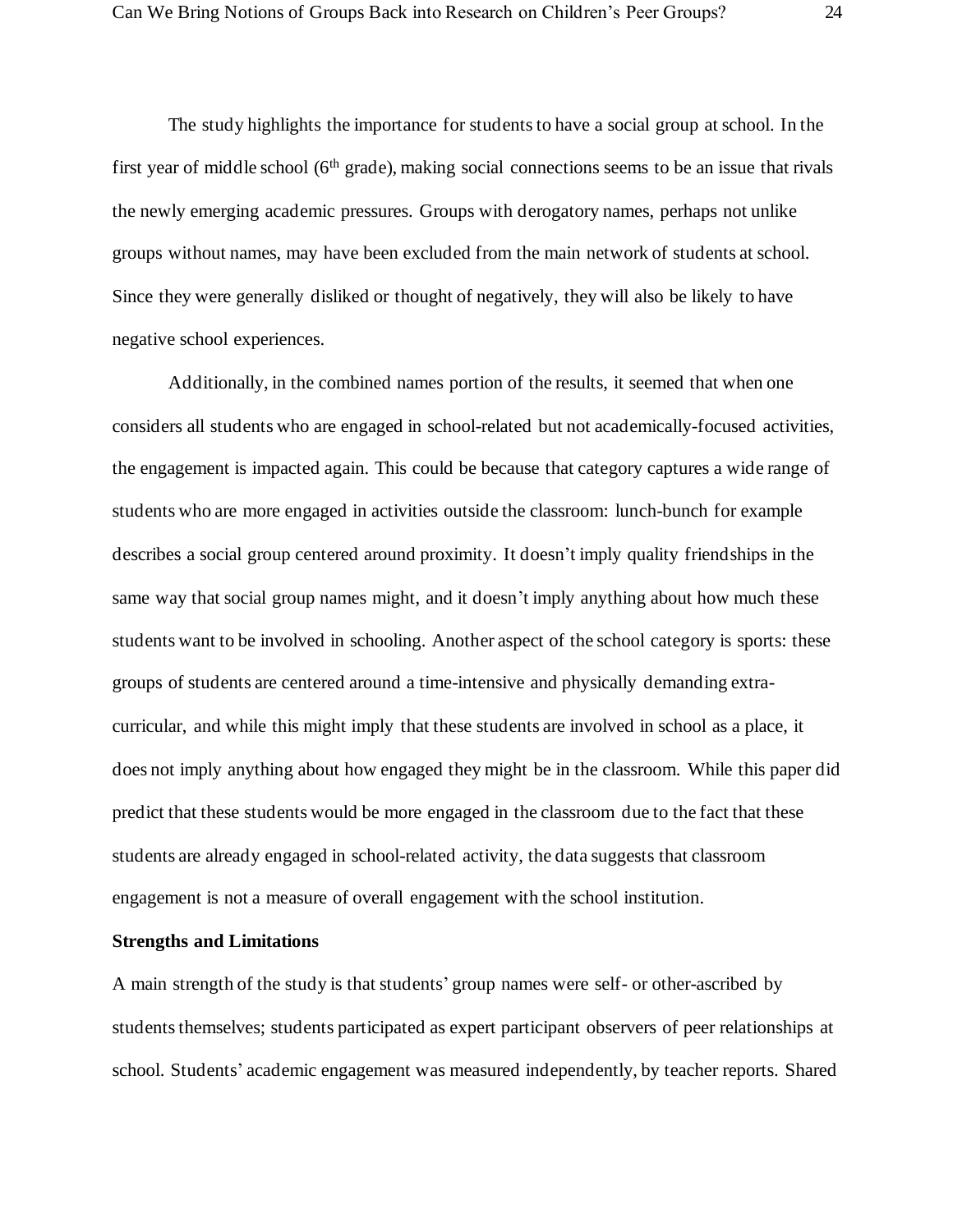The study highlights the importance for students to have a social group at school. In the first year of middle school (6th grade), making social connections seems to be an issue that rivals the newly emerging academic pressures. Groups with derogatory names, perhaps not unlike groups without names, may have been excluded from the main network of students at school. Since they were generally disliked or thought of negatively, they will also be likely to have negative school experiences.

Additionally, in the combined names portion of the results, it seemed that when one considers all students who are engaged in school-related but not academically-focused activities, the engagement is impacted again. This could be because that category captures a wide range of students who are more engaged in activities outside the classroom: lunch-bunch for example describes a social group centered around proximity. It doesn't imply quality friendships in the same way that social group names might, and it doesn't imply anything about how much these students want to be involved in schooling. Another aspect of the school category is sports: these groups of students are centered around a time-intensive and physically demanding extra-curricular, and while this might imply that these students are involved in school as a place, it does not imply anything about how engaged they might be in the classroom. While this paper did predict that these students would be more engaged in the classroom due to the fact that these students are already engaged in school-related activity, the data suggests that classroom engagement is not a measure of overall engagement with the school institution.

**Strengths and Limitations**

A main strength of the study is that students' group names were self- or other-ascribed by students themselves; students participated as expert participant observers of peer relationships at school. Students' academic engagement was measured independently, by teacher reports. Shared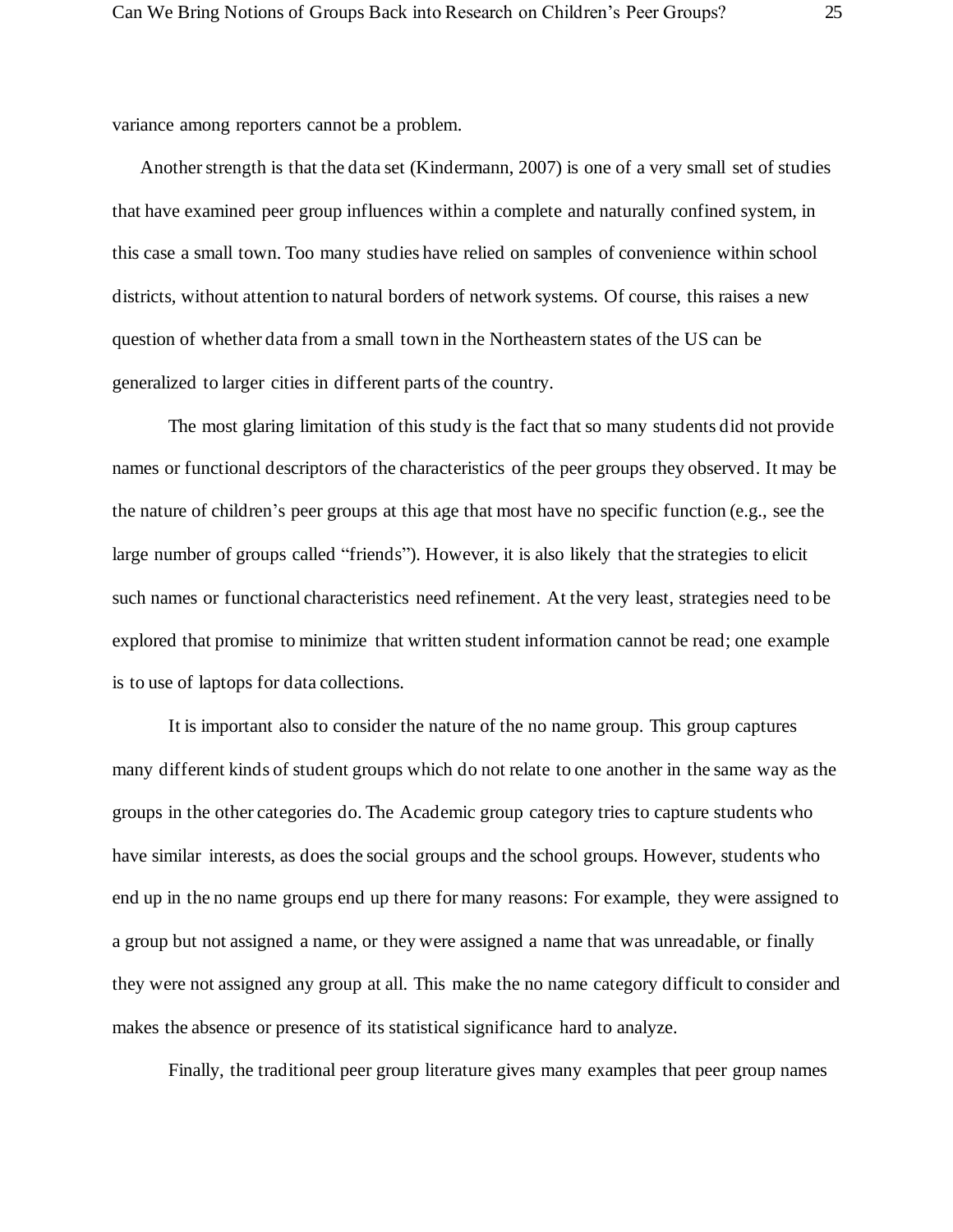variance among reporters cannot be a problem.

Another strength is that the data set (Kindermann, 2007) is one of a very small set of studies that have examined peer group influences within a complete and naturally confined system, in this case a small town. Too many studies have relied on samples of convenience within school districts, without attention to natural borders of network systems. Of course, this raises a new question of whether data from a small town in the Northeastern states of the US can be generalized to larger cities in different parts of the country.

The most glaring limitation of this study is the fact that so many students did not provide names or functional descriptors of the characteristics of the peer groups they observed. It may be the nature of children's peer groups at this age that most have no specific function (e.g., see the large number of groups called "friends"). However, it is also likely that the strategies to elicit such names or functional characteristics need refinement. At the very least, strategies need to be explored that promise to minimize that written student information cannot be read; one example is to use of laptops for data collections.

It is important also to consider the nature of the no name group. This group captures many different kinds of student groups which do not relate to one another in the same way as the groups in the other categories do. The Academic group category tries to capture students who have similar interests, as does the social groups and the school groups. However, students who end up in the no name groups end up there for many reasons: For example, they were assigned to a group but not assigned a name, or they were assigned a name that was unreadable, or finally they were not assigned any group at all. This make the no name category difficult to consider and makes the absence or presence of its statistical significance hard to analyze.

Finally, the traditional peer group literature gives many examples that peer group names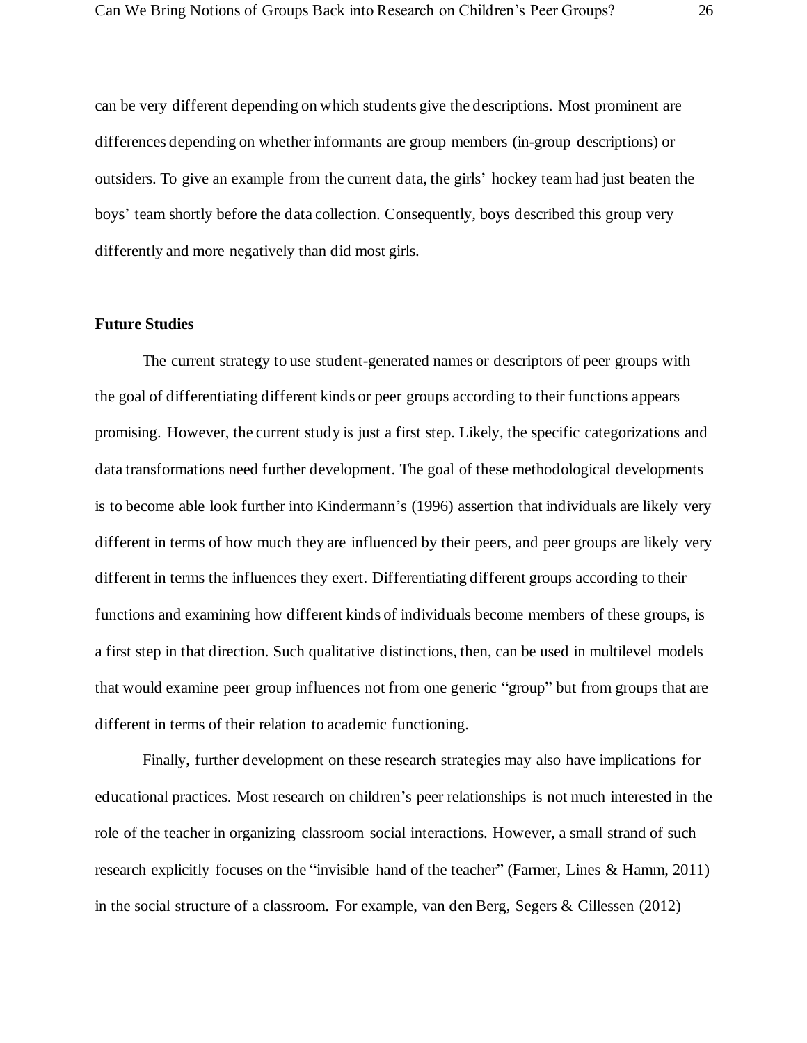can be very different depending on which students give the descriptions. Most prominent are differences depending on whether informants are group members (in-group descriptions) or outsiders. To give an example from the current data, the girls' hockey team had just beaten the boys' team shortly before the data collection. Consequently, boys described this group very differently and more negatively than did most girls.

**Future Studies**

The current strategy to use student-generated names or descriptors of peer groups with the goal of differentiating different kinds or peer groups according to their functions appears promising. However, the current study is just a first step. Likely, the specific categorizations and data transformations need further development. The goal of these methodological developments is to become able look further into Kindermann's (1996) assertion that individuals are likely very different in terms of how much they are influenced by their peers, and peer groups are likely very different in terms the influences they exert. Differentiating different groups according to their functions and examining how different kinds of individuals become members of these groups, is a first step in that direction. Such qualitative distinctions, then, can be used in multilevel models that would examine peer group influences not from one generic "group" but from groups that are different in terms of their relation to academic functioning.

Finally, further development on these research strategies may also have implications for educational practices. Most research on children's peer relationships is not much interested in the role of the teacher in organizing classroom social interactions. However, a small strand of such research explicitly focuses on the "invisible hand of the teacher" (Farmer, Lines & Hamm, 2011) in the social structure of a classroom. For example, van den Berg, Segers & Cillessen (2012)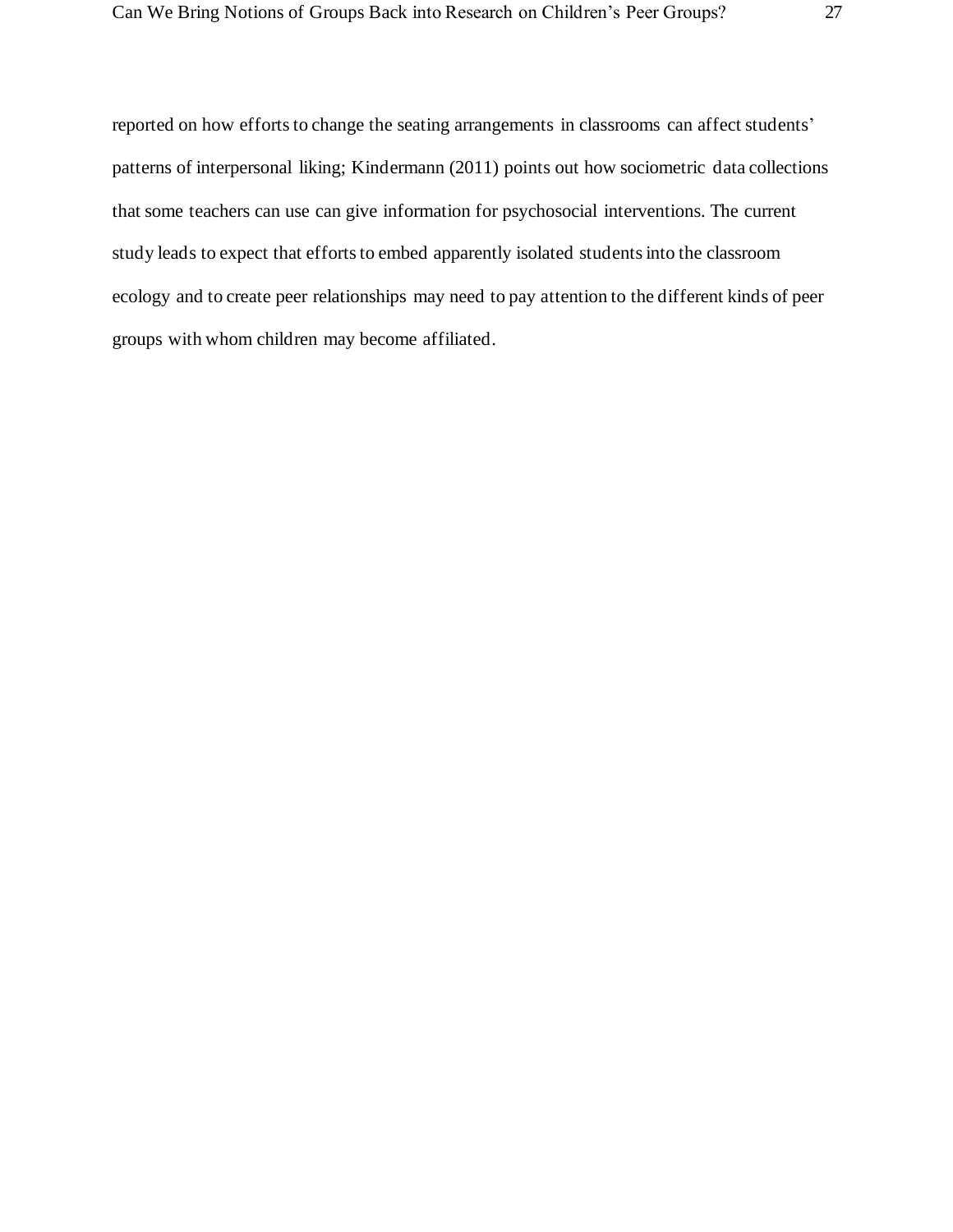reported on how efforts to change the seating arrangements in classrooms can affect students' patterns of interpersonal liking; Kindermann (2011) points out how sociometric data collections that some teachers can use can give information for psychosocial interventions. The current study leads to expect that efforts to embed apparently isolated students into the classroom ecology and to create peer relationships may need to pay attention to the different kinds of peer groups with whom children may become affiliated.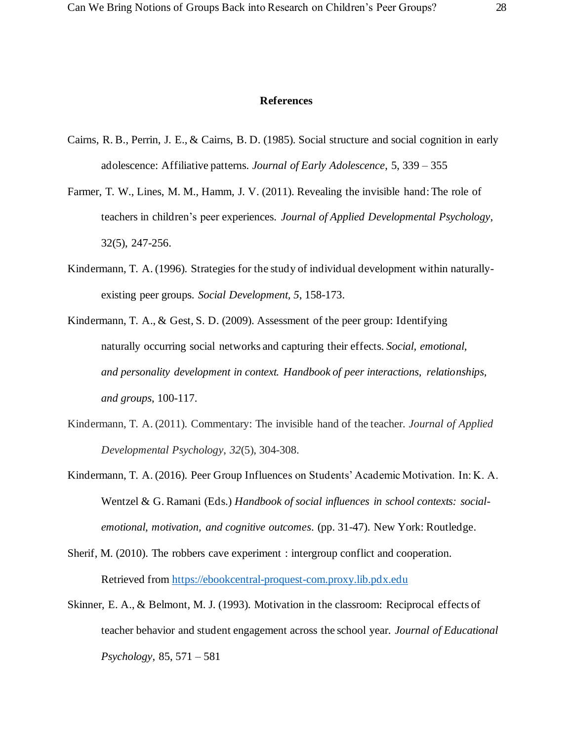# References

Cairns, R. B., Perrin, J. E., & Cairns, B. D. (1985). Social structure and social cognition in early adolescence: Affiliative patterns. *Journal of Early Adolescence*, 5, 339 – 355

Farmer, T. W., Lines, M. M., Hamm, J. V. (2011). Revealing the invisible hand: The role of teachers in children's peer experiences. *Journal of Applied Developmental Psychology*, 32(5), 247-256.

Kindermann, T. A. (1996). Strategies for the study of individual development within naturally-existing peer groups. *Social Development, 5*, 158-173.

Kindermann, T. A., & Gest, S. D. (2009). Assessment of the peer group: Identifying naturally occurring social networks and capturing their effects. *Social, emotional, and personality development in context. Handbook of peer interactions, relationships, and groups*, 100-117.

Kindermann, T. A. (2011). Commentary: The invisible hand of the teacher. *Journal of Applied Developmental Psychology*, *32*(5), 304-308.

Kindermann, T. A. (2016). Peer Group Influences on Students' Academic Motivation. In: K. A. Wentzel & G. Ramani (Eds.) *Handbook of social influences in school contexts: social-emotional, motivation, and cognitive outcomes*. (pp. 31-47). New York: Routledge.

Sherif, M. (2010). The robbers cave experiment : intergroup conflict and cooperation. Retrieved from https://ebookcentral-proquest-com.proxy.lib.pdx.edu

Skinner, E. A., & Belmont, M. J. (1993). Motivation in the classroom: Reciprocal effects of teacher behavior and student engagement across the school year. *Journal of Educational Psychology*, 85, 571 – 581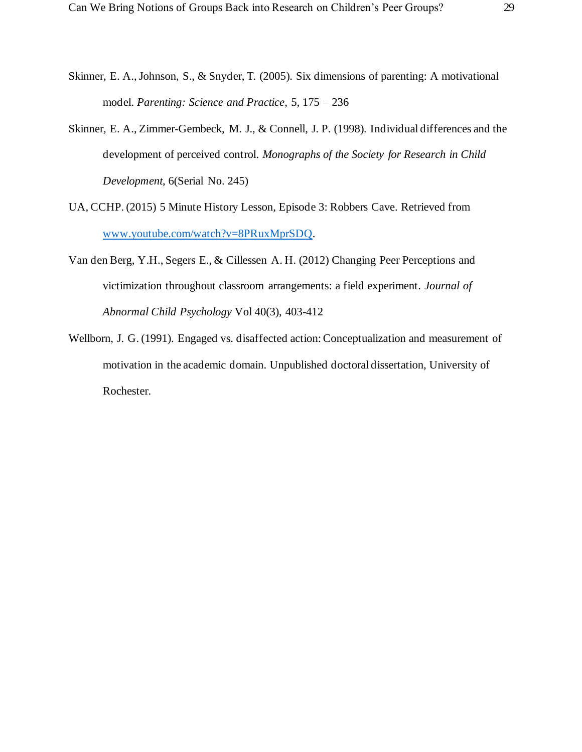Skinner, E. A., Johnson, S., & Snyder, T. (2005). Six dimensions of parenting: A motivational model. *Parenting: Science and Practice*, 5, 175 – 236

Skinner, E. A., Zimmer-Gembeck, M. J., & Connell, J. P. (1998). Individual differences and the development of perceived control. *Monographs of the Society for Research in Child Development*, 6(Serial No. 245)

UA, CCHP. (2015) 5 Minute History Lesson, Episode 3: Robbers Cave. Retrieved from www.youtube.com/watch?v=8PRuxMprSDQ.

Van den Berg, Y.H., Segers E., & Cillessen A. H. (2012) Changing Peer Perceptions and victimization throughout classroom arrangements: a field experiment. *Journal of Abnormal Child Psychology* Vol 40(3), 403-412

Wellborn, J. G. (1991). Engaged vs. disaffected action: Conceptualization and measurement of motivation in the academic domain. Unpublished doctoral dissertation, University of Rochester.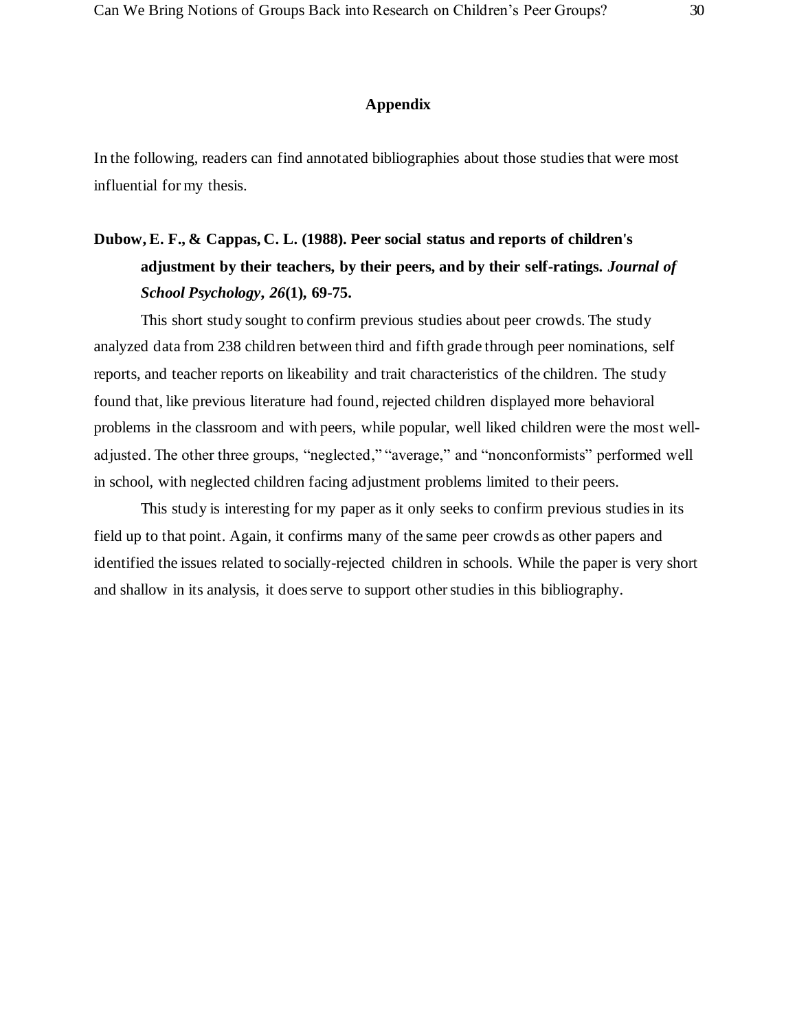# Appendix

In the following, readers can find annotated bibliographies about those studies that were most influential for my thesis.

**Dubow, E. F., & Cappas, C. L. (1988). Peer social status and reports of children's adjustment by their teachers, by their peers, and by their self-ratings. *Journal of School Psychology*, *26*(1), 69-75.**

This short study sought to confirm previous studies about peer crowds. The study analyzed data from 238 children between third and fifth grade through peer nominations, self reports, and teacher reports on likeability and trait characteristics of the children. The study found that, like previous literature had found, rejected children displayed more behavioral problems in the classroom and with peers, while popular, well liked children were the most well-adjusted. The other three groups, "neglected," "average," and "nonconformists" performed well in school, with neglected children facing adjustment problems limited to their peers.

This study is interesting for my paper as it only seeks to confirm previous studies in its field up to that point. Again, it confirms many of the same peer crowds as other papers and identified the issues related to socially-rejected children in schools. While the paper is very short and shallow in its analysis, it does serve to support other studies in this bibliography.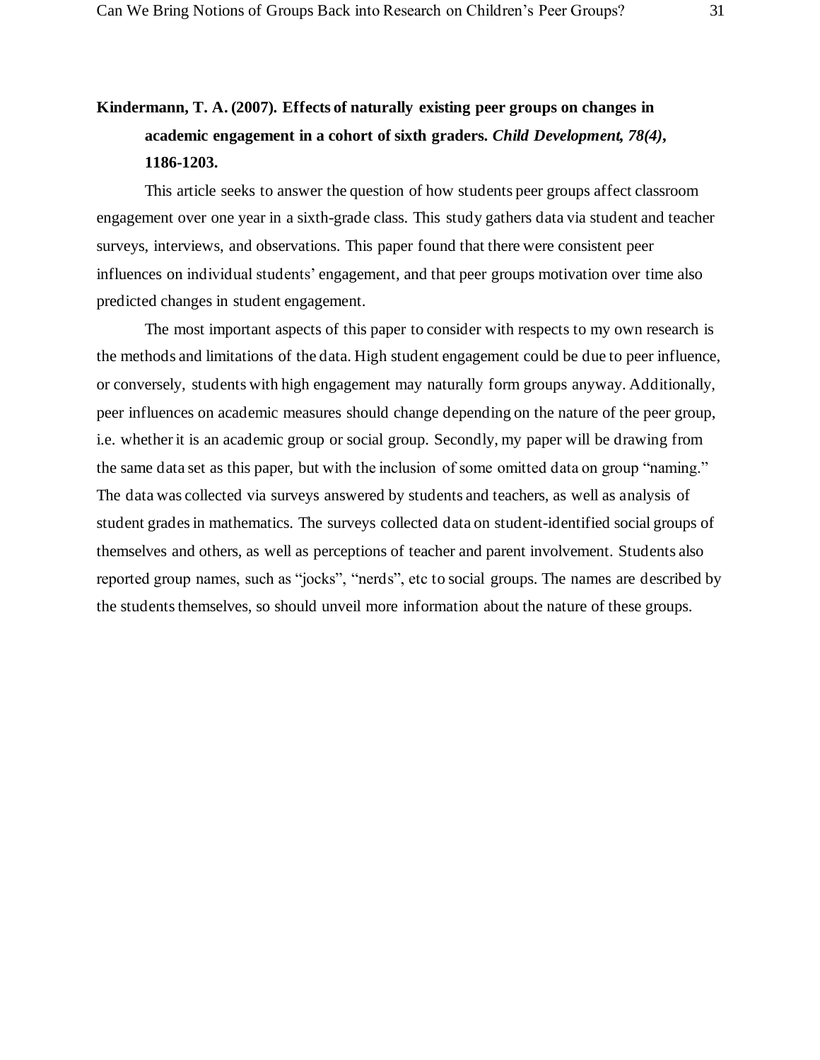**Kindermann, T. A. (2007). Effects of naturally existing peer groups on changes in academic engagement in a cohort of sixth graders. *Child Development, 78(4)*, 1186-1203.**

This article seeks to answer the question of how students peer groups affect classroom engagement over one year in a sixth-grade class. This study gathers data via student and teacher surveys, interviews, and observations. This paper found that there were consistent peer influences on individual students' engagement, and that peer groups motivation over time also predicted changes in student engagement.

The most important aspects of this paper to consider with respects to my own research is the methods and limitations of the data. High student engagement could be due to peer influence, or conversely, students with high engagement may naturally form groups anyway. Additionally, peer influences on academic measures should change depending on the nature of the peer group, i.e. whether it is an academic group or social group. Secondly, my paper will be drawing from the same data set as this paper, but with the inclusion of some omitted data on group "naming." The data was collected via surveys answered by students and teachers, as well as analysis of student grades in mathematics. The surveys collected data on student-identified social groups of themselves and others, as well as perceptions of teacher and parent involvement. Students also reported group names, such as "jocks", "nerds", etc to social groups. The names are described by the students themselves, so should unveil more information about the nature of these groups.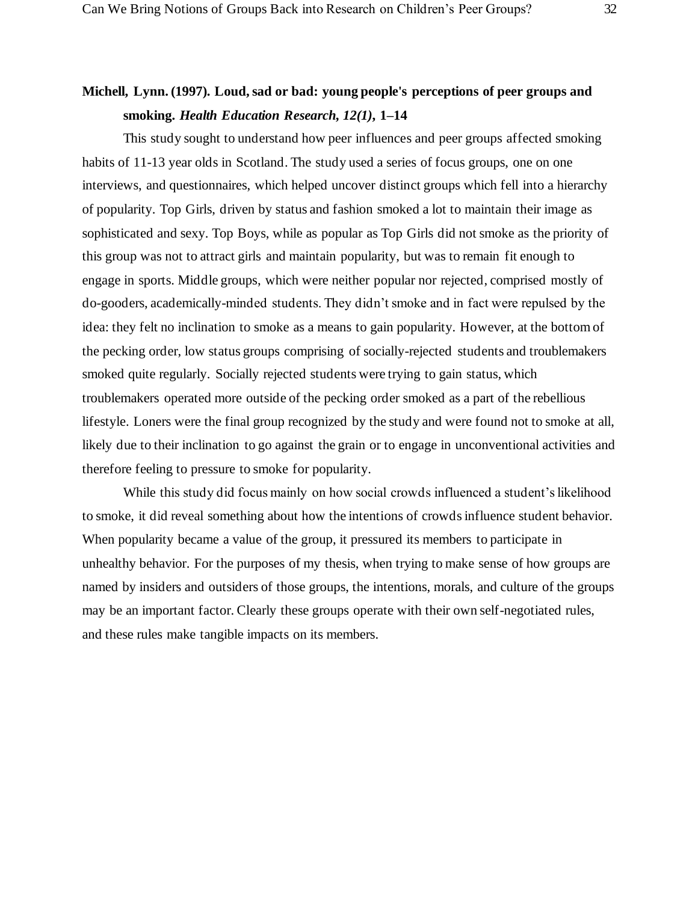**Michell, Lynn. (1997). Loud, sad or bad: young people's perceptions of peer groups and smoking.** ***Health Education Research, 12(1),*** **1–14**

This study sought to understand how peer influences and peer groups affected smoking habits of 11-13 year olds in Scotland. The study used a series of focus groups, one on one interviews, and questionnaires, which helped uncover distinct groups which fell into a hierarchy of popularity. Top Girls, driven by status and fashion smoked a lot to maintain their image as sophisticated and sexy. Top Boys, while as popular as Top Girls did not smoke as the priority of this group was not to attract girls and maintain popularity, but was to remain fit enough to engage in sports. Middle groups, which were neither popular nor rejected, comprised mostly of do-gooders, academically-minded students. They didn't smoke and in fact were repulsed by the idea: they felt no inclination to smoke as a means to gain popularity. However, at the bottom of the pecking order, low status groups comprising of socially-rejected students and troublemakers smoked quite regularly. Socially rejected students were trying to gain status, which troublemakers operated more outside of the pecking order smoked as a part of the rebellious lifestyle. Loners were the final group recognized by the study and were found not to smoke at all, likely due to their inclination to go against the grain or to engage in unconventional activities and therefore feeling to pressure to smoke for popularity.

While this study did focus mainly on how social crowds influenced a student's likelihood to smoke, it did reveal something about how the intentions of crowds influence student behavior. When popularity became a value of the group, it pressured its members to participate in unhealthy behavior. For the purposes of my thesis, when trying to make sense of how groups are named by insiders and outsiders of those groups, the intentions, morals, and culture of the groups may be an important factor. Clearly these groups operate with their own self-negotiated rules, and these rules make tangible impacts on its members.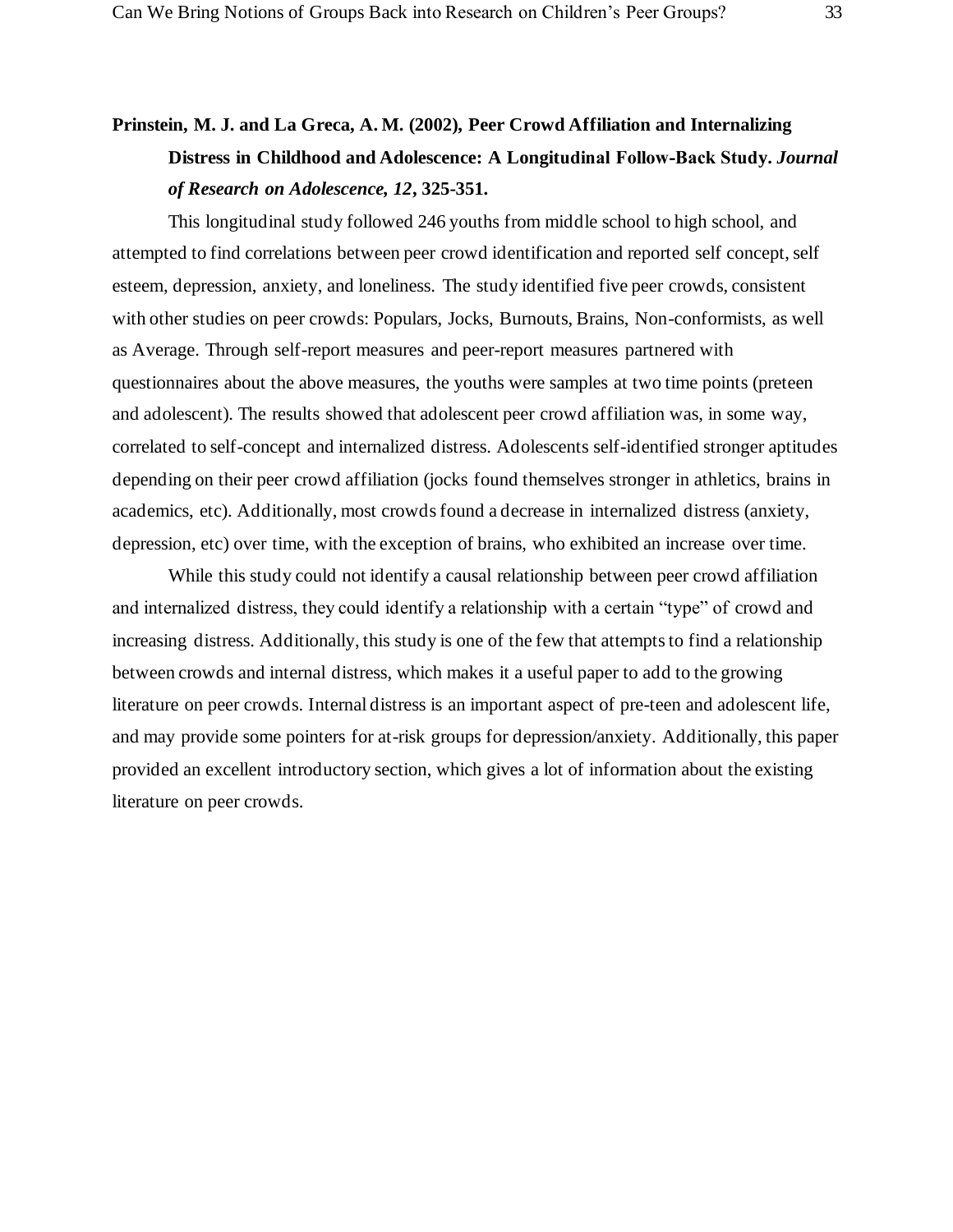**Prinstein, M. J. and La Greca, A. M. (2002), Peer Crowd Affiliation and Internalizing Distress in Childhood and Adolescence: A Longitudinal Follow-Back Study. *Journal of Research on Adolescence, 12*, 325-351.**

This longitudinal study followed 246 youths from middle school to high school, and attempted to find correlations between peer crowd identification and reported self concept, self esteem, depression, anxiety, and loneliness. The study identified five peer crowds, consistent with other studies on peer crowds: Populars, Jocks, Burnouts, Brains, Non-conformists, as well as Average. Through self-report measures and peer-report measures partnered with questionnaires about the above measures, the youths were samples at two time points (preteen and adolescent). The results showed that adolescent peer crowd affiliation was, in some way, correlated to self-concept and internalized distress. Adolescents self-identified stronger aptitudes depending on their peer crowd affiliation (jocks found themselves stronger in athletics, brains in academics, etc). Additionally, most crowds found a decrease in internalized distress (anxiety, depression, etc) over time, with the exception of brains, who exhibited an increase over time.

While this study could not identify a causal relationship between peer crowd affiliation and internalized distress, they could identify a relationship with a certain "type" of crowd and increasing distress. Additionally, this study is one of the few that attempts to find a relationship between crowds and internal distress, which makes it a useful paper to add to the growing literature on peer crowds. Internal distress is an important aspect of pre-teen and adolescent life, and may provide some pointers for at-risk groups for depression/anxiety. Additionally, this paper provided an excellent introductory section, which gives a lot of information about the existing literature on peer crowds.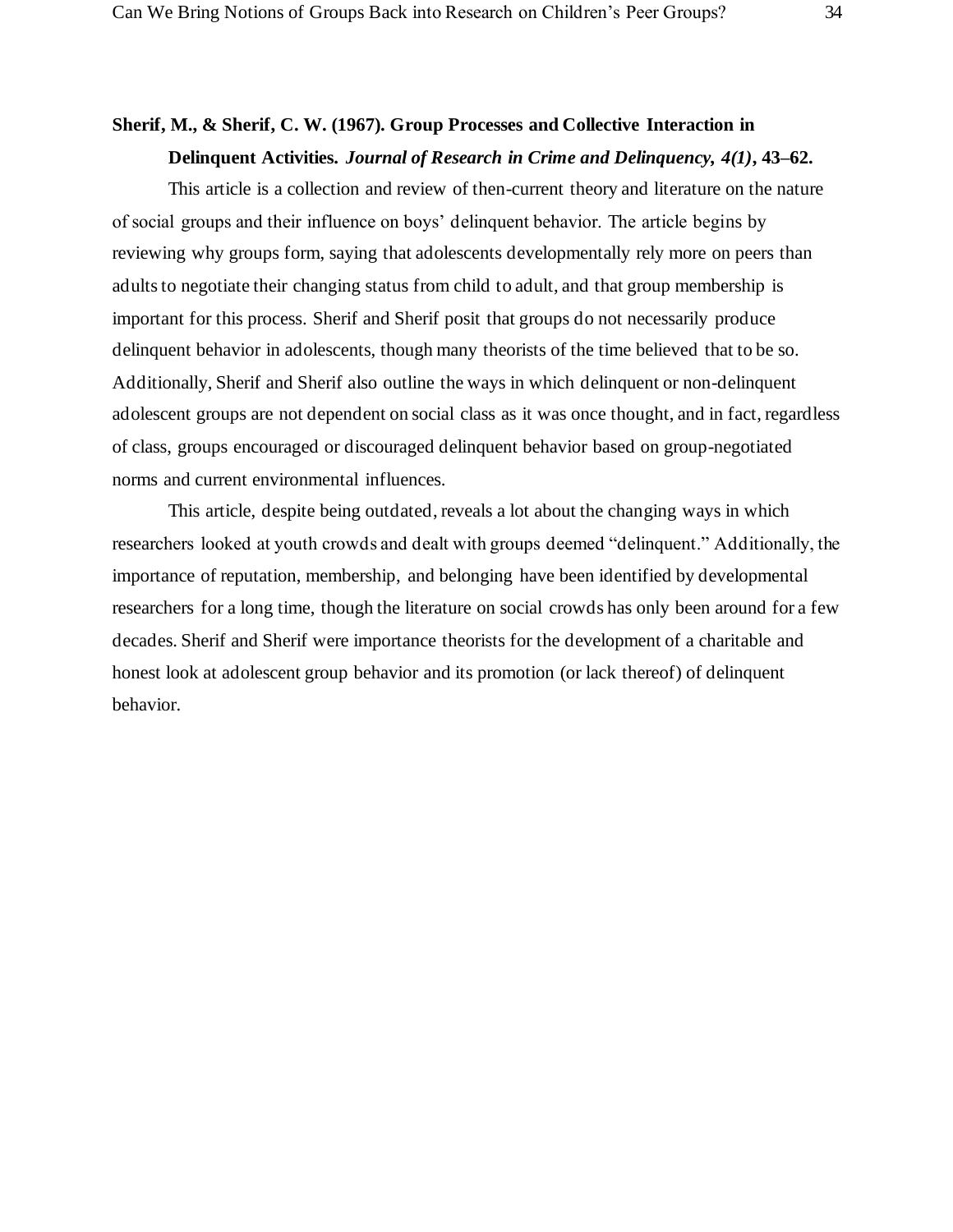**Sherif, M., & Sherif, C. W. (1967). Group Processes and Collective Interaction in Delinquent Activities. *Journal of Research in Crime and Delinquency, 4(1)*, 43–62.**

This article is a collection and review of then-current theory and literature on the nature of social groups and their influence on boys' delinquent behavior. The article begins by reviewing why groups form, saying that adolescents developmentally rely more on peers than adults to negotiate their changing status from child to adult, and that group membership is important for this process. Sherif and Sherif posit that groups do not necessarily produce delinquent behavior in adolescents, though many theorists of the time believed that to be so. Additionally, Sherif and Sherif also outline the ways in which delinquent or non-delinquent adolescent groups are not dependent on social class as it was once thought, and in fact, regardless of class, groups encouraged or discouraged delinquent behavior based on group-negotiated norms and current environmental influences.

This article, despite being outdated, reveals a lot about the changing ways in which researchers looked at youth crowds and dealt with groups deemed "delinquent." Additionally, the importance of reputation, membership, and belonging have been identified by developmental researchers for a long time, though the literature on social crowds has only been around for a few decades. Sherif and Sherif were importance theorists for the development of a charitable and honest look at adolescent group behavior and its promotion (or lack thereof) of delinquent behavior.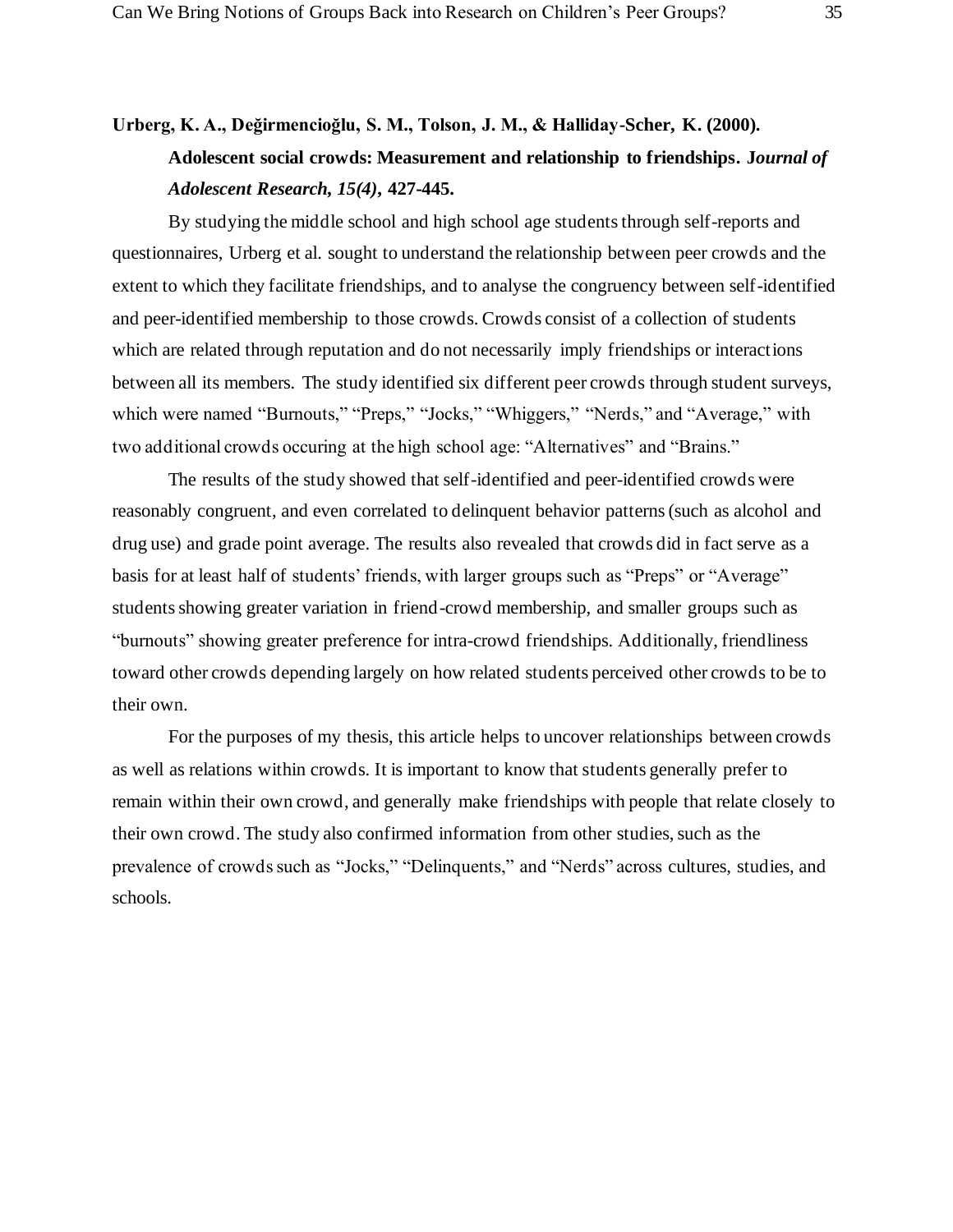**Urberg, K. A., Değirmencioğlu, S. M., Tolson, J. M., & Halliday-Scher, K. (2000). Adolescent social crowds: Measurement and relationship to friendships. J*ournal of Adolescent Research, 15(4)*, 427-445.**

By studying the middle school and high school age students through self-reports and questionnaires, Urberg et al. sought to understand the relationship between peer crowds and the extent to which they facilitate friendships, and to analyse the congruency between self-identified and peer-identified membership to those crowds. Crowds consist of a collection of students which are related through reputation and do not necessarily imply friendships or interactions between all its members. The study identified six different peer crowds through student surveys, which were named "Burnouts," "Preps," "Jocks," "Whiggers," "Nerds," and "Average," with two additional crowds occuring at the high school age: "Alternatives" and "Brains."

The results of the study showed that self-identified and peer-identified crowds were reasonably congruent, and even correlated to delinquent behavior patterns (such as alcohol and drug use) and grade point average. The results also revealed that crowds did in fact serve as a basis for at least half of students' friends, with larger groups such as "Preps" or "Average" students showing greater variation in friend-crowd membership, and smaller groups such as "burnouts" showing greater preference for intra-crowd friendships. Additionally, friendliness toward other crowds depending largely on how related students perceived other crowds to be to their own.

For the purposes of my thesis, this article helps to uncover relationships between crowds as well as relations within crowds. It is important to know that students generally prefer to remain within their own crowd, and generally make friendships with people that relate closely to their own crowd. The study also confirmed information from other studies, such as the prevalence of crowds such as "Jocks," "Delinquents," and "Nerds" across cultures, studies, and schools.